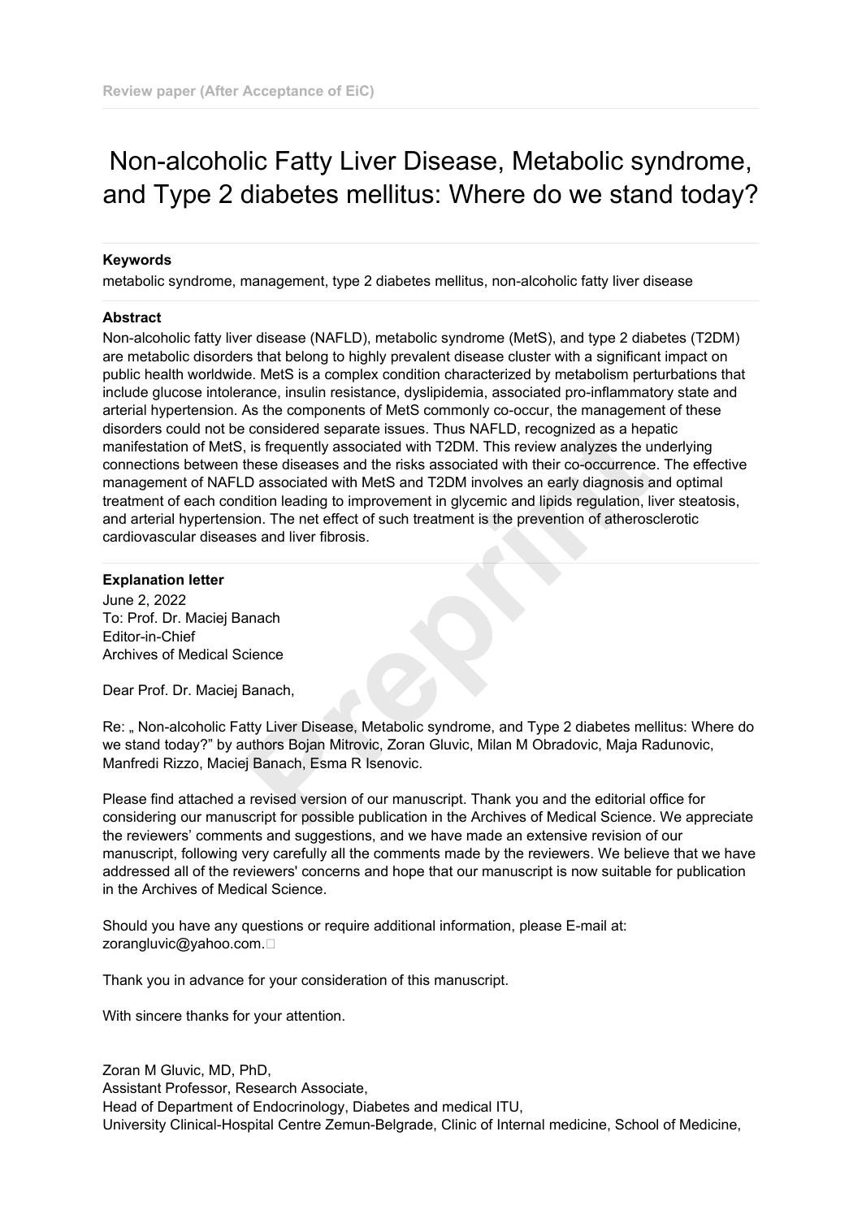Review paper (After Acceptance of EiC)

# Non-alcoholic Fatty Liver Disease, Metabolic syndrome, and Type 2 diabetes mellitus: Where do we stand today?

### Keywords

metabolic syndrome, management, type 2 diabetes mellitus, non-alcoholic fatty liver disease

### Abstract

Non-alcoholic fatty liver disease (NAFLD), metabolic syndrome (MetS), and type 2 diabetes (T2DM) are metabolic disorders that belong to highly prevalent disease cluster with a significant impact on public health worldwide. MetS is a complex condition characterized by metabolism perturbations that include glucose intolerance, insulin resistance, dyslipidemia, associated pro-inflammatory state and arterial hypertension. As the components of MetS commonly co-occur, the management of these disorders could not be considered separate issues. Thus NAFLD, recognized as a hepatic manifestation of MetS, is frequently associated with T2DM. This review analyzes the underlying connections between these diseases and the risks associated with their co-occurrence. The effective management of NAFLD associated with MetS and T2DM involves an early diagnosis and optimal treatment of each condition leading to improvement in glycemic and lipids regulation, liver steatosis, and arterial hypertension. The net effect of such treatment is the prevention of atherosclerotic cardiovascular diseases and liver fibrosis.

### Explanation letter

June 2, 2022
To: Prof. Dr. Maciej Banach
Editor-in-Chief
Archives of Medical Science

Dear Prof. Dr. Maciej Banach,

Re: „ Non-alcoholic Fatty Liver Disease, Metabolic syndrome, and Type 2 diabetes mellitus: Where do we stand today?" by authors Bojan Mitrovic, Zoran Gluvic, Milan M Obradovic, Maja Radunovic, Manfredi Rizzo, Maciej Banach, Esma R Isenovic.

Please find attached a revised version of our manuscript. Thank you and the editorial office for considering our manuscript for possible publication in the Archives of Medical Science. We appreciate the reviewers' comments and suggestions, and we have made an extensive revision of our manuscript, following very carefully all the comments made by the reviewers. We believe that we have addressed all of the reviewers' concerns and hope that our manuscript is now suitable for publication in the Archives of Medical Science.

Should you have any questions or require additional information, please E-mail at: zorangluvic@yahoo.com.

Thank you in advance for your consideration of this manuscript.

With sincere thanks for your attention.

Zoran M Gluvic, MD, PhD,
Assistant Professor, Research Associate,
Head of Department of Endocrinology, Diabetes and medical ITU,
University Clinical-Hospital Centre Zemun-Belgrade, Clinic of Internal medicine, School of Medicine,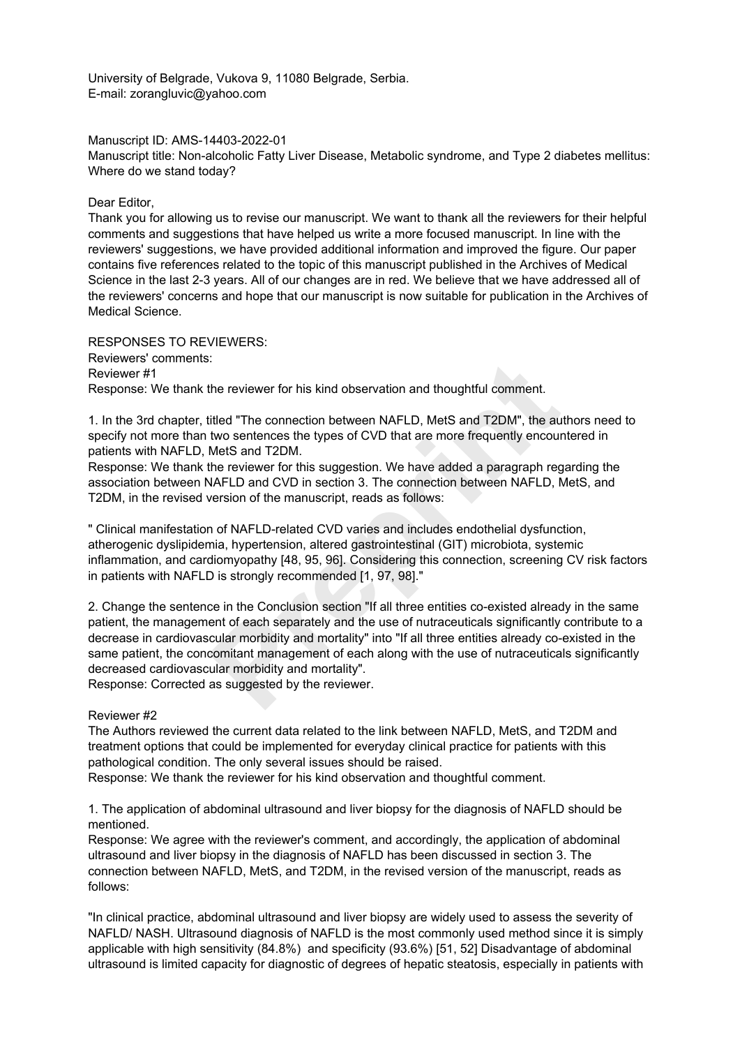University of Belgrade, Vukova 9, 11080 Belgrade, Serbia.
E-mail: zorangluvic@yahoo.com

Manuscript ID: AMS-14403-2022-01
Manuscript title: Non-alcoholic Fatty Liver Disease, Metabolic syndrome, and Type 2 diabetes mellitus: Where do we stand today?

Dear Editor,
Thank you for allowing us to revise our manuscript. We want to thank all the reviewers for their helpful comments and suggestions that have helped us write a more focused manuscript. In line with the reviewers' suggestions, we have provided additional information and improved the figure. Our paper contains five references related to the topic of this manuscript published in the Archives of Medical Science in the last 2-3 years. All of our changes are in red. We believe that we have addressed all of the reviewers' concerns and hope that our manuscript is now suitable for publication in the Archives of Medical Science.

RESPONSES TO REVIEWERS:
Reviewers' comments:
Reviewer #1
Response: We thank the reviewer for his kind observation and thoughtful comment.

1. In the 3rd chapter, titled "The connection between NAFLD, MetS and T2DM", the authors need to specify not more than two sentences the types of CVD that are more frequently encountered in patients with NAFLD, MetS and T2DM.
Response: We thank the reviewer for this suggestion. We have added a paragraph regarding the association between NAFLD and CVD in section 3. The connection between NAFLD, MetS, and T2DM, in the revised version of the manuscript, reads as follows:

" Clinical manifestation of NAFLD-related CVD varies and includes endothelial dysfunction, atherogenic dyslipidemia, hypertension, altered gastrointestinal (GIT) microbiota, systemic inflammation, and cardiomyopathy [48, 95, 96]. Considering this connection, screening CV risk factors in patients with NAFLD is strongly recommended [1, 97, 98]."

2. Change the sentence in the Conclusion section "If all three entities co-existed already in the same patient, the management of each separately and the use of nutraceuticals significantly contribute to a decrease in cardiovascular morbidity and mortality" into "If all three entities already co-existed in the same patient, the concomitant management of each along with the use of nutraceuticals significantly decreased cardiovascular morbidity and mortality".
Response: Corrected as suggested by the reviewer.

Reviewer #2
The Authors reviewed the current data related to the link between NAFLD, MetS, and T2DM and treatment options that could be implemented for everyday clinical practice for patients with this pathological condition. The only several issues should be raised.
Response: We thank the reviewer for his kind observation and thoughtful comment.

1. The application of abdominal ultrasound and liver biopsy for the diagnosis of NAFLD should be mentioned.
Response: We agree with the reviewer's comment, and accordingly, the application of abdominal ultrasound and liver biopsy in the diagnosis of NAFLD has been discussed in section 3. The connection between NAFLD, MetS, and T2DM, in the revised version of the manuscript, reads as follows:

"In clinical practice, abdominal ultrasound and liver biopsy are widely used to assess the severity of NAFLD/ NASH. Ultrasound diagnosis of NAFLD is the most commonly used method since it is simply applicable with high sensitivity (84.8%) and specificity (93.6%) [51, 52] Disadvantage of abdominal ultrasound is limited capacity for diagnostic of degrees of hepatic steatosis, especially in patients with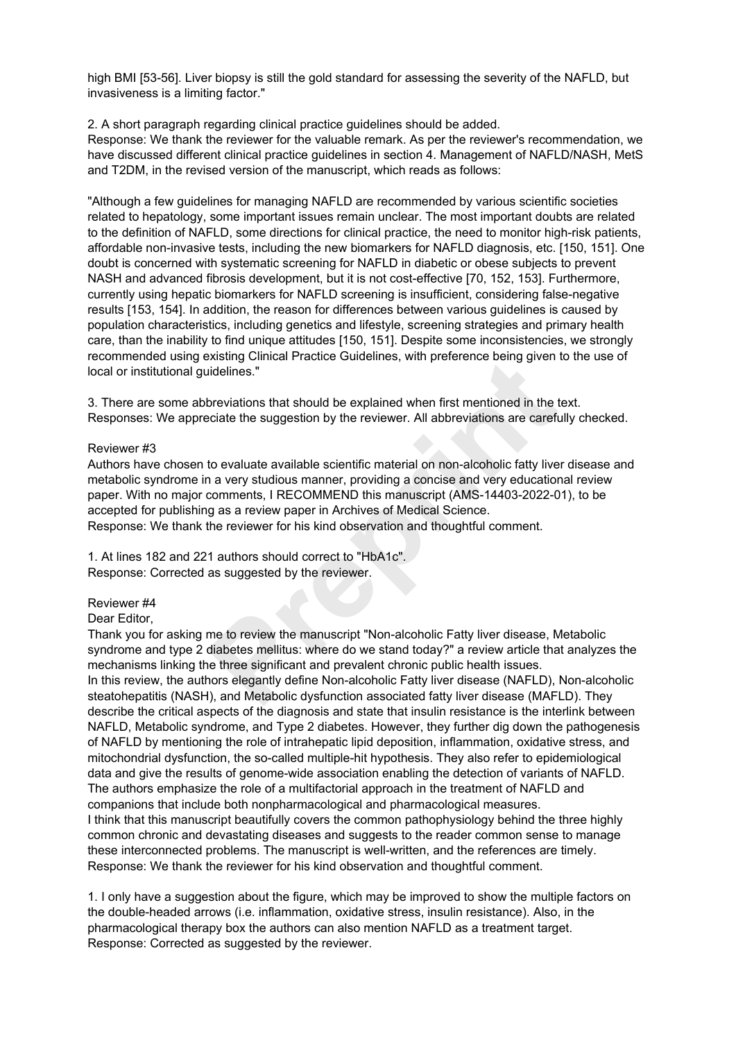high BMI [53-56]. Liver biopsy is still the gold standard for assessing the severity of the NAFLD, but invasiveness is a limiting factor."

2. A short paragraph regarding clinical practice guidelines should be added.
Response: We thank the reviewer for the valuable remark. As per the reviewer's recommendation, we have discussed different clinical practice guidelines in section 4. Management of NAFLD/NASH, MetS and T2DM, in the revised version of the manuscript, which reads as follows:

"Although a few guidelines for managing NAFLD are recommended by various scientific societies related to hepatology, some important issues remain unclear. The most important doubts are related to the definition of NAFLD, some directions for clinical practice, the need to monitor high-risk patients, affordable non-invasive tests, including the new biomarkers for NAFLD diagnosis, etc. [150, 151]. One doubt is concerned with systematic screening for NAFLD in diabetic or obese subjects to prevent NASH and advanced fibrosis development, but it is not cost-effective [70, 152, 153]. Furthermore, currently using hepatic biomarkers for NAFLD screening is insufficient, considering false-negative results [153, 154]. In addition, the reason for differences between various guidelines is caused by population characteristics, including genetics and lifestyle, screening strategies and primary health care, than the inability to find unique attitudes [150, 151]. Despite some inconsistencies, we strongly recommended using existing Clinical Practice Guidelines, with preference being given to the use of local or institutional guidelines."

3. There are some abbreviations that should be explained when first mentioned in the text.
Responses: We appreciate the suggestion by the reviewer. All abbreviations are carefully checked.

Reviewer #3
Authors have chosen to evaluate available scientific material on non-alcoholic fatty liver disease and metabolic syndrome in a very studious manner, providing a concise and very educational review paper. With no major comments, I RECOMMEND this manuscript (AMS-14403-2022-01), to be accepted for publishing as a review paper in Archives of Medical Science.
Response: We thank the reviewer for his kind observation and thoughtful comment.

1. At lines 182 and 221 authors should correct to "HbA1c".
Response: Corrected as suggested by the reviewer.

Reviewer #4
Dear Editor,
Thank you for asking me to review the manuscript "Non-alcoholic Fatty liver disease, Metabolic syndrome and type 2 diabetes mellitus: where do we stand today?" a review article that analyzes the mechanisms linking the three significant and prevalent chronic public health issues.
In this review, the authors elegantly define Non-alcoholic Fatty liver disease (NAFLD), Non-alcoholic steatohepatitis (NASH), and Metabolic dysfunction associated fatty liver disease (MAFLD). They describe the critical aspects of the diagnosis and state that insulin resistance is the interlink between NAFLD, Metabolic syndrome, and Type 2 diabetes. However, they further dig down the pathogenesis of NAFLD by mentioning the role of intrahepatic lipid deposition, inflammation, oxidative stress, and mitochondrial dysfunction, the so-called multiple-hit hypothesis. They also refer to epidemiological data and give the results of genome-wide association enabling the detection of variants of NAFLD. The authors emphasize the role of a multifactorial approach in the treatment of NAFLD and companions that include both nonpharmacological and pharmacological measures.
I think that this manuscript beautifully covers the common pathophysiology behind the three highly common chronic and devastating diseases and suggests to the reader common sense to manage these interconnected problems. The manuscript is well-written, and the references are timely.
Response: We thank the reviewer for his kind observation and thoughtful comment.

1. I only have a suggestion about the figure, which may be improved to show the multiple factors on the double-headed arrows (i.e. inflammation, oxidative stress, insulin resistance). Also, in the pharmacological therapy box the authors can also mention NAFLD as a treatment target.
Response: Corrected as suggested by the reviewer.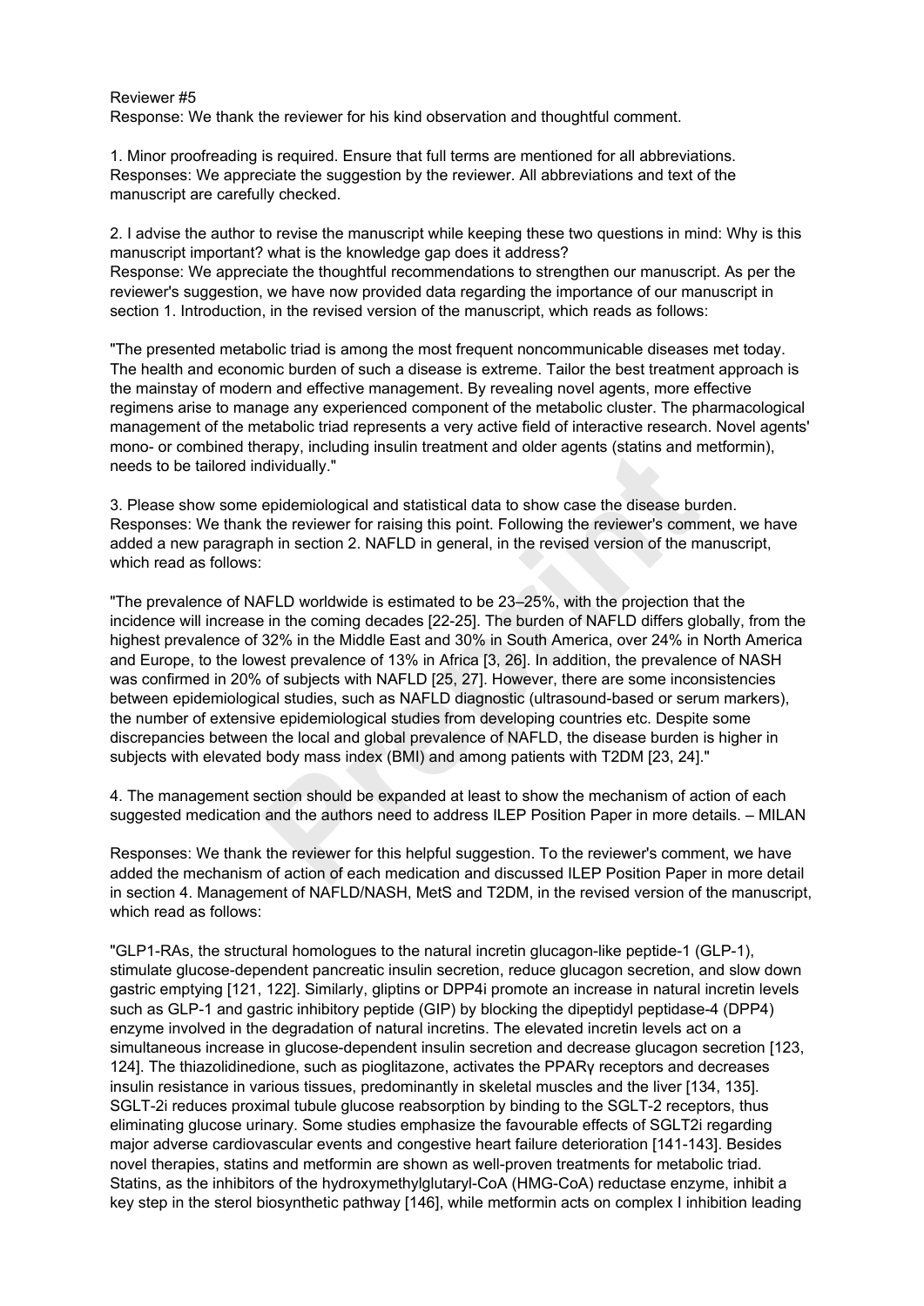Reviewer #5

Response: We thank the reviewer for his kind observation and thoughtful comment.

1. Minor proofreading is required. Ensure that full terms are mentioned for all abbreviations.

Responses: We appreciate the suggestion by the reviewer. All abbreviations and text of the manuscript are carefully checked.

2. I advise the author to revise the manuscript while keeping these two questions in mind: Why is this manuscript important? what is the knowledge gap does it address?

Response: We appreciate the thoughtful recommendations to strengthen our manuscript. As per the reviewer's suggestion, we have now provided data regarding the importance of our manuscript in section 1. Introduction, in the revised version of the manuscript, which reads as follows:

"The presented metabolic triad is among the most frequent noncommunicable diseases met today. The health and economic burden of such a disease is extreme. Tailor the best treatment approach is the mainstay of modern and effective management. By revealing novel agents, more effective regimens arise to manage any experienced component of the metabolic cluster. The pharmacological management of the metabolic triad represents a very active field of interactive research. Novel agents' mono- or combined therapy, including insulin treatment and older agents (statins and metformin), needs to be tailored individually."

3. Please show some epidemiological and statistical data to show case the disease burden.

Responses: We thank the reviewer for raising this point. Following the reviewer's comment, we have added a new paragraph in section 2. NAFLD in general, in the revised version of the manuscript, which read as follows:

"The prevalence of NAFLD worldwide is estimated to be 23–25%, with the projection that the incidence will increase in the coming decades [22-25]. The burden of NAFLD differs globally, from the highest prevalence of 32% in the Middle East and 30% in South America, over 24% in North America and Europe, to the lowest prevalence of 13% in Africa [3, 26]. In addition, the prevalence of NASH was confirmed in 20% of subjects with NAFLD [25, 27]. However, there are some inconsistencies between epidemiological studies, such as NAFLD diagnostic (ultrasound-based or serum markers), the number of extensive epidemiological studies from developing countries etc. Despite some discrepancies between the local and global prevalence of NAFLD, the disease burden is higher in subjects with elevated body mass index (BMI) and among patients with T2DM [23, 24]."

4. The management section should be expanded at least to show the mechanism of action of each suggested medication and the authors need to address ILEP Position Paper in more details. – MILAN

Responses: We thank the reviewer for this helpful suggestion. To the reviewer's comment, we have added the mechanism of action of each medication and discussed ILEP Position Paper in more detail in section 4. Management of NAFLD/NASH, MetS and T2DM, in the revised version of the manuscript, which read as follows:

"GLP1-RAs, the structural homologues to the natural incretin glucagon-like peptide-1 (GLP-1), stimulate glucose-dependent pancreatic insulin secretion, reduce glucagon secretion, and slow down gastric emptying [121, 122]. Similarly, gliptins or DPP4i promote an increase in natural incretin levels such as GLP-1 and gastric inhibitory peptide (GIP) by blocking the dipeptidyl peptidase-4 (DPP4) enzyme involved in the degradation of natural incretins. The elevated incretin levels act on a simultaneous increase in glucose-dependent insulin secretion and decrease glucagon secretion [123, 124]. The thiazolidinedione, such as pioglitazone, activates the PPARγ receptors and decreases insulin resistance in various tissues, predominantly in skeletal muscles and the liver [134, 135]. SGLT-2i reduces proximal tubule glucose reabsorption by binding to the SGLT-2 receptors, thus eliminating glucose urinary. Some studies emphasize the favourable effects of SGLT2i regarding major adverse cardiovascular events and congestive heart failure deterioration [141-143]. Besides novel therapies, statins and metformin are shown as well-proven treatments for metabolic triad. Statins, as the inhibitors of the hydroxymethylglutaryl-CoA (HMG-CoA) reductase enzyme, inhibit a key step in the sterol biosynthetic pathway [146], while metformin acts on complex I inhibition leading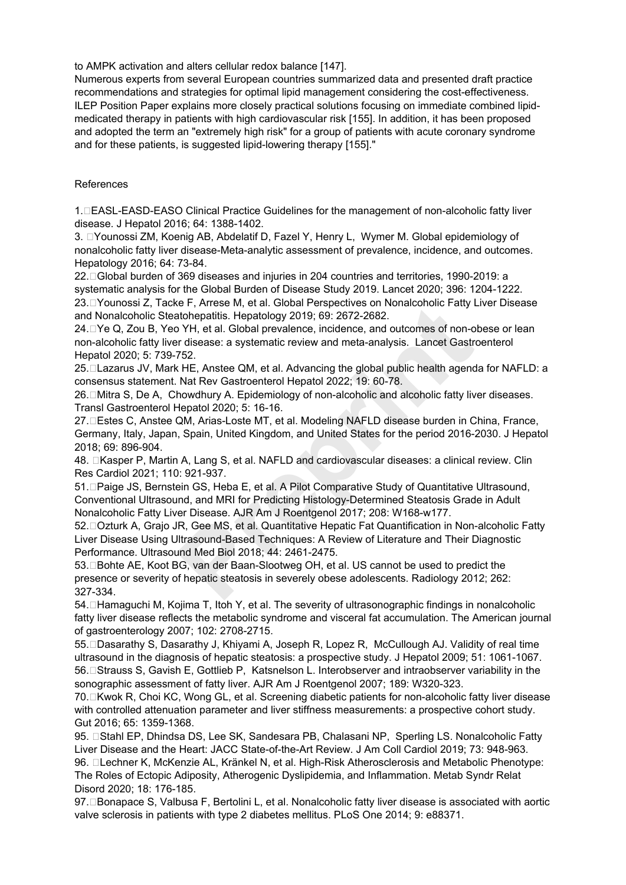to AMPK activation and alters cellular redox balance [147].

Numerous experts from several European countries summarized data and presented draft practice recommendations and strategies for optimal lipid management considering the cost-effectiveness. ILEP Position Paper explains more closely practical solutions focusing on immediate combined lipid-medicated therapy in patients with high cardiovascular risk [155]. In addition, it has been proposed and adopted the term an "extremely high risk" for a group of patients with acute coronary syndrome and for these patients, is suggested lipid-lowering therapy [155]."

References

1. EASL-EASD-EASO Clinical Practice Guidelines for the management of non-alcoholic fatty liver disease. J Hepatol 2016; 64: 1388-1402.

3. Younossi ZM, Koenig AB, Abdelatif D, Fazel Y, Henry L, Wymer M. Global epidemiology of nonalcoholic fatty liver disease-Meta-analytic assessment of prevalence, incidence, and outcomes. Hepatology 2016; 64: 73-84.

22. Global burden of 369 diseases and injuries in 204 countries and territories, 1990-2019: a systematic analysis for the Global Burden of Disease Study 2019. Lancet 2020; 396: 1204-1222.

23. Younossi Z, Tacke F, Arrese M, et al. Global Perspectives on Nonalcoholic Fatty Liver Disease and Nonalcoholic Steatohepatitis. Hepatology 2019; 69: 2672-2682.

24. Ye Q, Zou B, Yeo YH, et al. Global prevalence, incidence, and outcomes of non-obese or lean non-alcoholic fatty liver disease: a systematic review and meta-analysis. Lancet Gastroenterol Hepatol 2020; 5: 739-752.

25. Lazarus JV, Mark HE, Anstee QM, et al. Advancing the global public health agenda for NAFLD: a consensus statement. Nat Rev Gastroenterol Hepatol 2022; 19: 60-78.

26. Mitra S, De A, Chowdhury A. Epidemiology of non-alcoholic and alcoholic fatty liver diseases. Transl Gastroenterol Hepatol 2020; 5: 16-16.

27. Estes C, Anstee QM, Arias-Loste MT, et al. Modeling NAFLD disease burden in China, France, Germany, Italy, Japan, Spain, United Kingdom, and United States for the period 2016-2030. J Hepatol 2018; 69: 896-904.

48. Kasper P, Martin A, Lang S, et al. NAFLD and cardiovascular diseases: a clinical review. Clin Res Cardiol 2021; 110: 921-937.

51. Paige JS, Bernstein GS, Heba E, et al. A Pilot Comparative Study of Quantitative Ultrasound, Conventional Ultrasound, and MRI for Predicting Histology-Determined Steatosis Grade in Adult Nonalcoholic Fatty Liver Disease. AJR Am J Roentgenol 2017; 208: W168-w177.

52. Ozturk A, Grajo JR, Gee MS, et al. Quantitative Hepatic Fat Quantification in Non-alcoholic Fatty Liver Disease Using Ultrasound-Based Techniques: A Review of Literature and Their Diagnostic Performance. Ultrasound Med Biol 2018; 44: 2461-2475.

53. Bohte AE, Koot BG, van der Baan-Slootweg OH, et al. US cannot be used to predict the presence or severity of hepatic steatosis in severely obese adolescents. Radiology 2012; 262: 327-334.

54. Hamaguchi M, Kojima T, Itoh Y, et al. The severity of ultrasonographic findings in nonalcoholic fatty liver disease reflects the metabolic syndrome and visceral fat accumulation. The American journal of gastroenterology 2007; 102: 2708-2715.

55. Dasarathy S, Dasarathy J, Khiyami A, Joseph R, Lopez R, McCullough AJ. Validity of real time ultrasound in the diagnosis of hepatic steatosis: a prospective study. J Hepatol 2009; 51: 1061-1067.

56. Strauss S, Gavish E, Gottlieb P, Katsnelson L. Interobserver and intraobserver variability in the sonographic assessment of fatty liver. AJR Am J Roentgenol 2007; 189: W320-323.

70. Kwok R, Choi KC, Wong GL, et al. Screening diabetic patients for non-alcoholic fatty liver disease with controlled attenuation parameter and liver stiffness measurements: a prospective cohort study. Gut 2016; 65: 1359-1368.

95. Stahl EP, Dhindsa DS, Lee SK, Sandesara PB, Chalasani NP, Sperling LS. Nonalcoholic Fatty Liver Disease and the Heart: JACC State-of-the-Art Review. J Am Coll Cardiol 2019; 73: 948-963.

96. Lechner K, McKenzie AL, Kränkel N, et al. High-Risk Atherosclerosis and Metabolic Phenotype: The Roles of Ectopic Adiposity, Atherogenic Dyslipidemia, and Inflammation. Metab Syndr Relat Disord 2020; 18: 176-185.

97. Bonapace S, Valbusa F, Bertolini L, et al. Nonalcoholic fatty liver disease is associated with aortic valve sclerosis in patients with type 2 diabetes mellitus. PLoS One 2014; 9: e88371.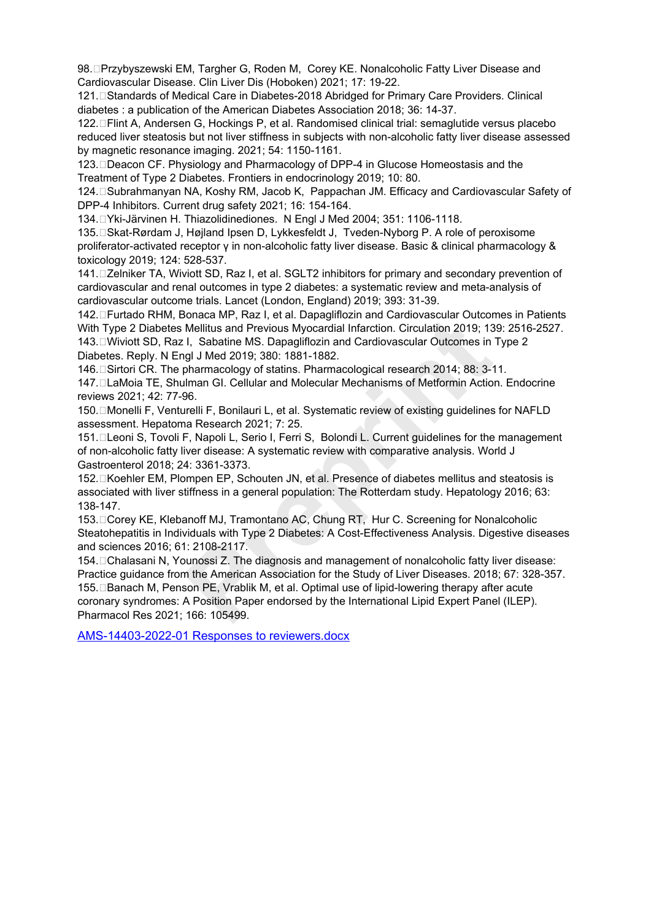98. Przybyszewski EM, Targher G, Roden M, Corey KE. Nonalcoholic Fatty Liver Disease and Cardiovascular Disease. Clin Liver Dis (Hoboken) 2021; 17: 19-22.

121. Standards of Medical Care in Diabetes-2018 Abridged for Primary Care Providers. Clinical diabetes : a publication of the American Diabetes Association 2018; 36: 14-37.

122. Flint A, Andersen G, Hockings P, et al. Randomised clinical trial: semaglutide versus placebo reduced liver steatosis but not liver stiffness in subjects with non-alcoholic fatty liver disease assessed by magnetic resonance imaging. 2021; 54: 1150-1161.

123. Deacon CF. Physiology and Pharmacology of DPP-4 in Glucose Homeostasis and the Treatment of Type 2 Diabetes. Frontiers in endocrinology 2019; 10: 80.

124. Subrahmanyan NA, Koshy RM, Jacob K, Pappachan JM. Efficacy and Cardiovascular Safety of DPP-4 Inhibitors. Current drug safety 2021; 16: 154-164.

134. Yki-Järvinen H. Thiazolidinediones. N Engl J Med 2004; 351: 1106-1118.

135. Skat-Rørdam J, Højland Ipsen D, Lykkesfeldt J, Tveden-Nyborg P. A role of peroxisome proliferator-activated receptor γ in non-alcoholic fatty liver disease. Basic & clinical pharmacology & toxicology 2019; 124: 528-537.

141. Zelniker TA, Wiviott SD, Raz I, et al. SGLT2 inhibitors for primary and secondary prevention of cardiovascular and renal outcomes in type 2 diabetes: a systematic review and meta-analysis of cardiovascular outcome trials. Lancet (London, England) 2019; 393: 31-39.

142. Furtado RHM, Bonaca MP, Raz I, et al. Dapagliflozin and Cardiovascular Outcomes in Patients With Type 2 Diabetes Mellitus and Previous Myocardial Infarction. Circulation 2019; 139: 2516-2527.

143. Wiviott SD, Raz I, Sabatine MS. Dapagliflozin and Cardiovascular Outcomes in Type 2 Diabetes. Reply. N Engl J Med 2019; 380: 1881-1882.

146. Sirtori CR. The pharmacology of statins. Pharmacological research 2014; 88: 3-11.

147. LaMoia TE, Shulman GI. Cellular and Molecular Mechanisms of Metformin Action. Endocrine reviews 2021; 42: 77-96.

150. Monelli F, Venturelli F, Bonilauri L, et al. Systematic review of existing guidelines for NAFLD assessment. Hepatoma Research 2021; 7: 25.

151. Leoni S, Tovoli F, Napoli L, Serio I, Ferri S, Bolondi L. Current guidelines for the management of non-alcoholic fatty liver disease: A systematic review with comparative analysis. World J Gastroenterol 2018; 24: 3361-3373.

152. Koehler EM, Plompen EP, Schouten JN, et al. Presence of diabetes mellitus and steatosis is associated with liver stiffness in a general population: The Rotterdam study. Hepatology 2016; 63: 138-147.

153. Corey KE, Klebanoff MJ, Tramontano AC, Chung RT, Hur C. Screening for Nonalcoholic Steatohepatitis in Individuals with Type 2 Diabetes: A Cost-Effectiveness Analysis. Digestive diseases and sciences 2016; 61: 2108-2117.

154. Chalasani N, Younossi Z. The diagnosis and management of nonalcoholic fatty liver disease: Practice guidance from the American Association for the Study of Liver Diseases. 2018; 67: 328-357.

155. Banach M, Penson PE, Vrablik M, et al. Optimal use of lipid-lowering therapy after acute coronary syndromes: A Position Paper endorsed by the International Lipid Expert Panel (ILEP). Pharmacol Res 2021; 166: 105499.

[AMS-14403-2022-01 Responses to reviewers.docx]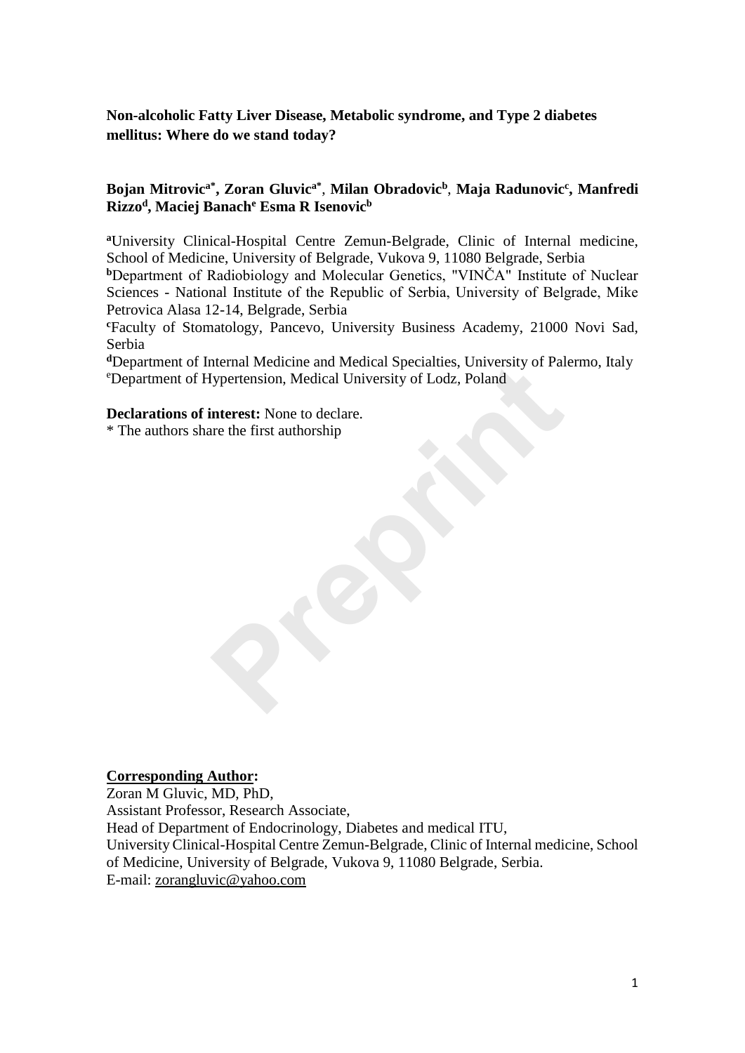**Non-alcoholic Fatty Liver Disease, Metabolic syndrome, and Type 2 diabetes mellitus: Where do we stand today?**

**Bojan Mitrovic[a*], Zoran Gluvic[a*], Milan Obradovic[b], Maja Radunovic[c], Manfredi Rizzo[d], Maciej Banach[e] Esma R Isenovic[b]**

[a]University Clinical-Hospital Centre Zemun-Belgrade, Clinic of Internal medicine, School of Medicine, University of Belgrade, Vukova 9, 11080 Belgrade, Serbia

[b]Department of Radiobiology and Molecular Genetics, "VINČA" Institute of Nuclear Sciences - National Institute of the Republic of Serbia, University of Belgrade, Mike Petrovica Alasa 12-14, Belgrade, Serbia

[c]Faculty of Stomatology, Pancevo, University Business Academy, 21000 Novi Sad, Serbia

[d]Department of Internal Medicine and Medical Specialties, University of Palermo, Italy

[e]Department of Hypertension, Medical University of Lodz, Poland

**Declarations of interest:** None to declare.

* The authors share the first authorship

**Corresponding Author:**

Zoran M Gluvic, MD, PhD,
Assistant Professor, Research Associate,
Head of Department of Endocrinology, Diabetes and medical ITU,
University Clinical-Hospital Centre Zemun-Belgrade, Clinic of Internal medicine, School of Medicine, University of Belgrade, Vukova 9, 11080 Belgrade, Serbia.
E-mail: zorangluvic@yahoo.com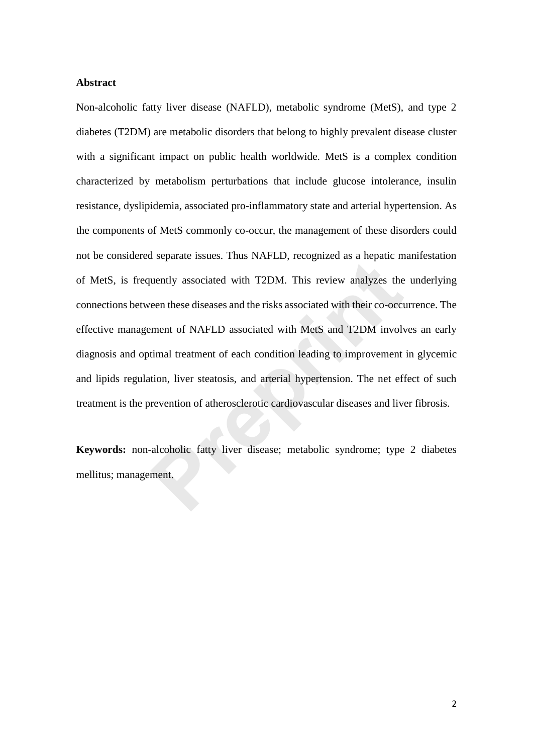## Abstract

Non-alcoholic fatty liver disease (NAFLD), metabolic syndrome (MetS), and type 2 diabetes (T2DM) are metabolic disorders that belong to highly prevalent disease cluster with a significant impact on public health worldwide. MetS is a complex condition characterized by metabolism perturbations that include glucose intolerance, insulin resistance, dyslipidemia, associated pro-inflammatory state and arterial hypertension. As the components of MetS commonly co-occur, the management of these disorders could not be considered separate issues. Thus NAFLD, recognized as a hepatic manifestation of MetS, is frequently associated with T2DM. This review analyzes the underlying connections between these diseases and the risks associated with their co-occurrence. The effective management of NAFLD associated with MetS and T2DM involves an early diagnosis and optimal treatment of each condition leading to improvement in glycemic and lipids regulation, liver steatosis, and arterial hypertension. The net effect of such treatment is the prevention of atherosclerotic cardiovascular diseases and liver fibrosis.

**Keywords:** non-alcoholic fatty liver disease; metabolic syndrome; type 2 diabetes mellitus; management.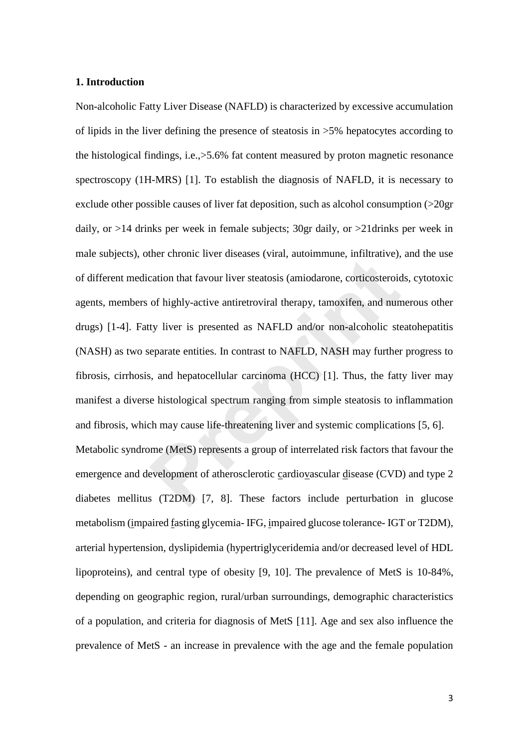## 1. Introduction

Non-alcoholic Fatty Liver Disease (NAFLD) is characterized by excessive accumulation of lipids in the liver defining the presence of steatosis in >5% hepatocytes according to the histological findings, i.e.,>5.6% fat content measured by proton magnetic resonance spectroscopy (1H-MRS) [1]. To establish the diagnosis of NAFLD, it is necessary to exclude other possible causes of liver fat deposition, such as alcohol consumption (>20gr daily, or >14 drinks per week in female subjects; 30gr daily, or >21drinks per week in male subjects), other chronic liver diseases (viral, autoimmune, infiltrative), and the use of different medication that favour liver steatosis (amiodarone, corticosteroids, cytotoxic agents, members of highly-active antiretroviral therapy, tamoxifen, and numerous other drugs) [1-4]. Fatty liver is presented as NAFLD and/or non-alcoholic steatohepatitis (NASH) as two separate entities. In contrast to NAFLD, NASH may further progress to fibrosis, cirrhosis, and hepatocellular carcinoma (HCC) [1]. Thus, the fatty liver may manifest a diverse histological spectrum ranging from simple steatosis to inflammation and fibrosis, which may cause life-threatening liver and systemic complications [5, 6].

Metabolic syndrome (MetS) represents a group of interrelated risk factors that favour the emergence and development of atherosclerotic cardiovascular disease (CVD) and type 2 diabetes mellitus (T2DM) [7, 8]. These factors include perturbation in glucose metabolism (impaired fasting glycemia- IFG, impaired glucose tolerance- IGT or T2DM), arterial hypertension, dyslipidemia (hypertriglyceridemia and/or decreased level of HDL lipoproteins), and central type of obesity [9, 10]. The prevalence of MetS is 10-84%, depending on geographic region, rural/urban surroundings, demographic characteristics of a population, and criteria for diagnosis of MetS [11]. Age and sex also influence the prevalence of MetS - an increase in prevalence with the age and the female population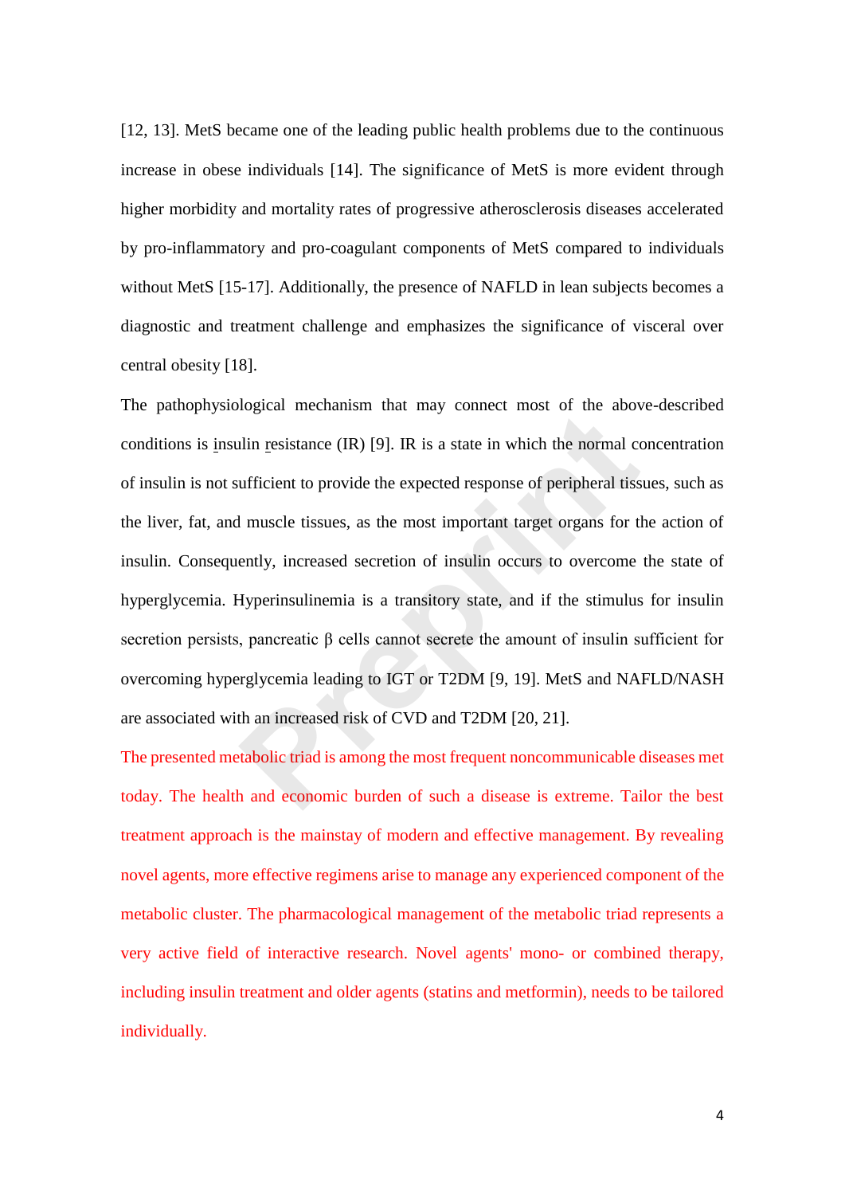[12, 13]. MetS became one of the leading public health problems due to the continuous increase in obese individuals [14]. The significance of MetS is more evident through higher morbidity and mortality rates of progressive atherosclerosis diseases accelerated by pro-inflammatory and pro-coagulant components of MetS compared to individuals without MetS [15-17]. Additionally, the presence of NAFLD in lean subjects becomes a diagnostic and treatment challenge and emphasizes the significance of visceral over central obesity [18].

The pathophysiological mechanism that may connect most of the above-described conditions is insulin resistance (IR) [9]. IR is a state in which the normal concentration of insulin is not sufficient to provide the expected response of peripheral tissues, such as the liver, fat, and muscle tissues, as the most important target organs for the action of insulin. Consequently, increased secretion of insulin occurs to overcome the state of hyperglycemia. Hyperinsulinemia is a transitory state, and if the stimulus for insulin secretion persists, pancreatic β cells cannot secrete the amount of insulin sufficient for overcoming hyperglycemia leading to IGT or T2DM [9, 19]. MetS and NAFLD/NASH are associated with an increased risk of CVD and T2DM [20, 21].

The presented metabolic triad is among the most frequent noncommunicable diseases met today. The health and economic burden of such a disease is extreme. Tailor the best treatment approach is the mainstay of modern and effective management. By revealing novel agents, more effective regimens arise to manage any experienced component of the metabolic cluster. The pharmacological management of the metabolic triad represents a very active field of interactive research. Novel agents' mono- or combined therapy, including insulin treatment and older agents (statins and metformin), needs to be tailored individually.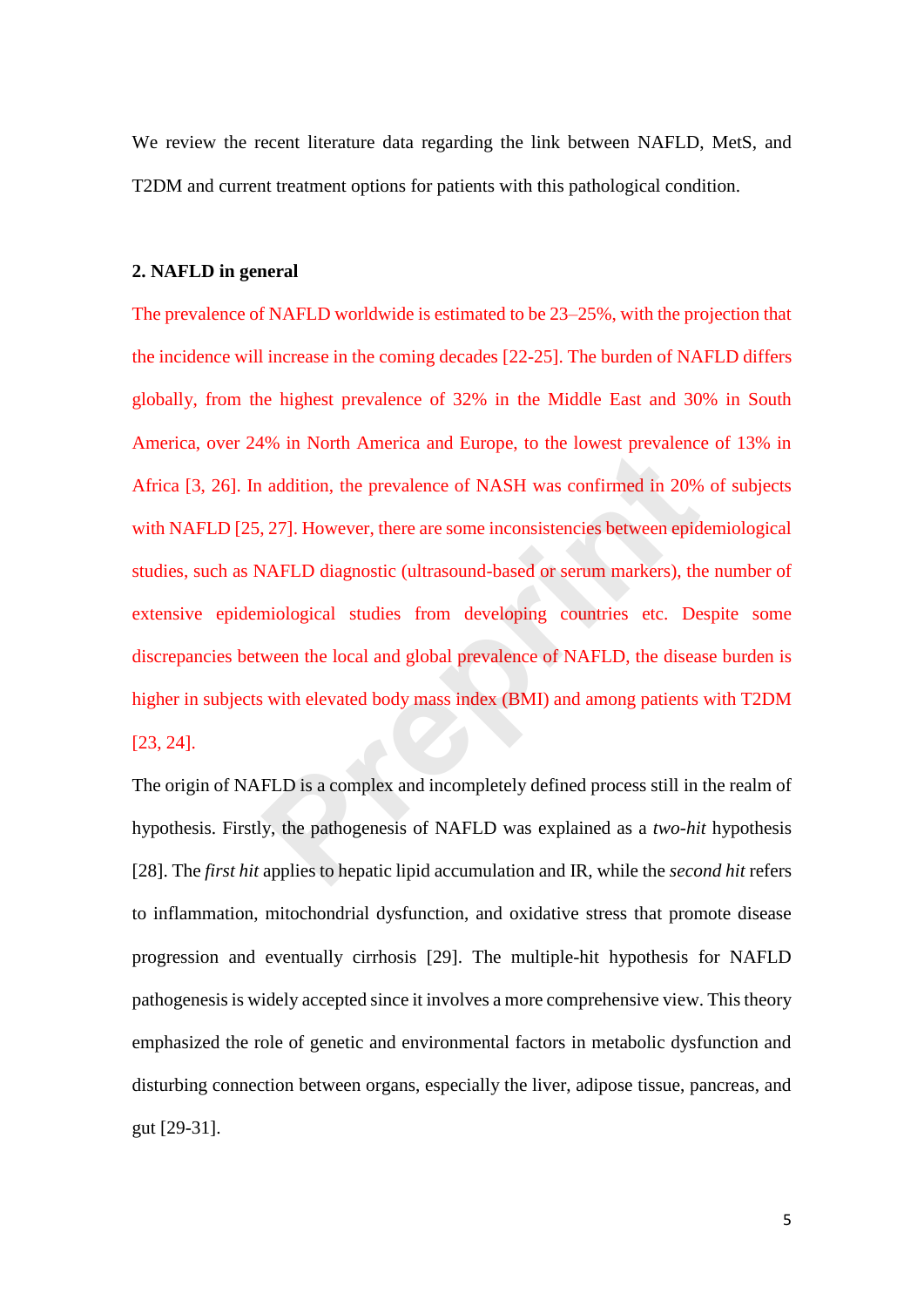We review the recent literature data regarding the link between NAFLD, MetS, and T2DM and current treatment options for patients with this pathological condition.

## 2. NAFLD in general

The prevalence of NAFLD worldwide is estimated to be 23–25%, with the projection that the incidence will increase in the coming decades [22-25]. The burden of NAFLD differs globally, from the highest prevalence of 32% in the Middle East and 30% in South America, over 24% in North America and Europe, to the lowest prevalence of 13% in Africa [3, 26]. In addition, the prevalence of NASH was confirmed in 20% of subjects with NAFLD [25, 27]. However, there are some inconsistencies between epidemiological studies, such as NAFLD diagnostic (ultrasound-based or serum markers), the number of extensive epidemiological studies from developing countries etc. Despite some discrepancies between the local and global prevalence of NAFLD, the disease burden is higher in subjects with elevated body mass index (BMI) and among patients with T2DM [23, 24].

The origin of NAFLD is a complex and incompletely defined process still in the realm of hypothesis. Firstly, the pathogenesis of NAFLD was explained as a *two-hit* hypothesis [28]. The *first hit* applies to hepatic lipid accumulation and IR, while the *second hit* refers to inflammation, mitochondrial dysfunction, and oxidative stress that promote disease progression and eventually cirrhosis [29]. The multiple-hit hypothesis for NAFLD pathogenesis is widely accepted since it involves a more comprehensive view. This theory emphasized the role of genetic and environmental factors in metabolic dysfunction and disturbing connection between organs, especially the liver, adipose tissue, pancreas, and gut [29-31].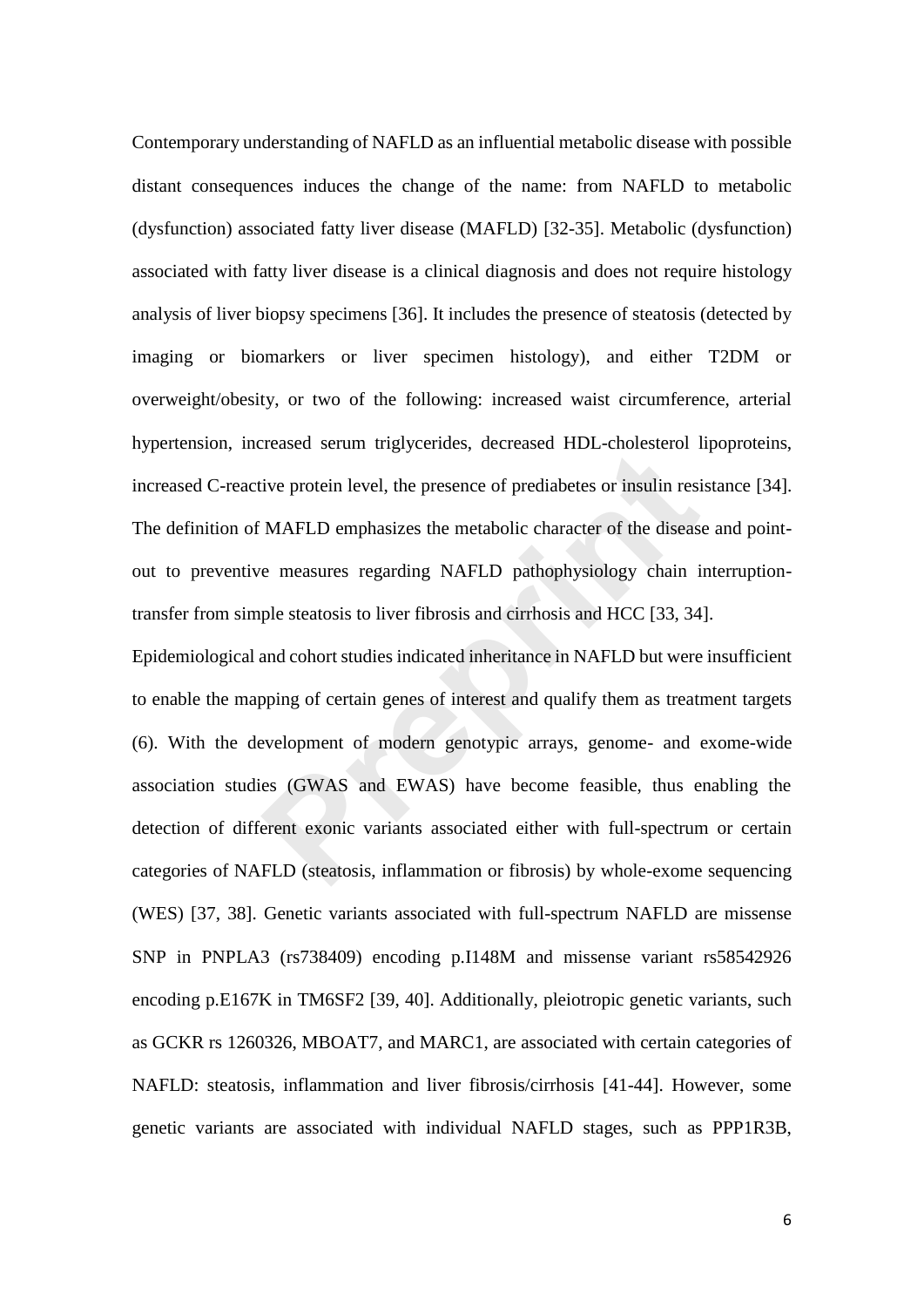Contemporary understanding of NAFLD as an influential metabolic disease with possible distant consequences induces the change of the name: from NAFLD to metabolic (dysfunction) associated fatty liver disease (MAFLD) [32-35]. Metabolic (dysfunction) associated with fatty liver disease is a clinical diagnosis and does not require histology analysis of liver biopsy specimens [36]. It includes the presence of steatosis (detected by imaging or biomarkers or liver specimen histology), and either T2DM or overweight/obesity, or two of the following: increased waist circumference, arterial hypertension, increased serum triglycerides, decreased HDL-cholesterol lipoproteins, increased C-reactive protein level, the presence of prediabetes or insulin resistance [34]. The definition of MAFLD emphasizes the metabolic character of the disease and point-out to preventive measures regarding NAFLD pathophysiology chain interruption-transfer from simple steatosis to liver fibrosis and cirrhosis and HCC [33, 34].

Epidemiological and cohort studies indicated inheritance in NAFLD but were insufficient to enable the mapping of certain genes of interest and qualify them as treatment targets (6). With the development of modern genotypic arrays, genome- and exome-wide association studies (GWAS and EWAS) have become feasible, thus enabling the detection of different exonic variants associated either with full-spectrum or certain categories of NAFLD (steatosis, inflammation or fibrosis) by whole-exome sequencing (WES) [37, 38]. Genetic variants associated with full-spectrum NAFLD are missense SNP in PNPLA3 (rs738409) encoding p.I148M and missense variant rs58542926 encoding p.E167K in TM6SF2 [39, 40]. Additionally, pleiotropic genetic variants, such as GCKR rs 1260326, MBOAT7, and MARC1, are associated with certain categories of NAFLD: steatosis, inflammation and liver fibrosis/cirrhosis [41-44]. However, some genetic variants are associated with individual NAFLD stages, such as PPP1R3B,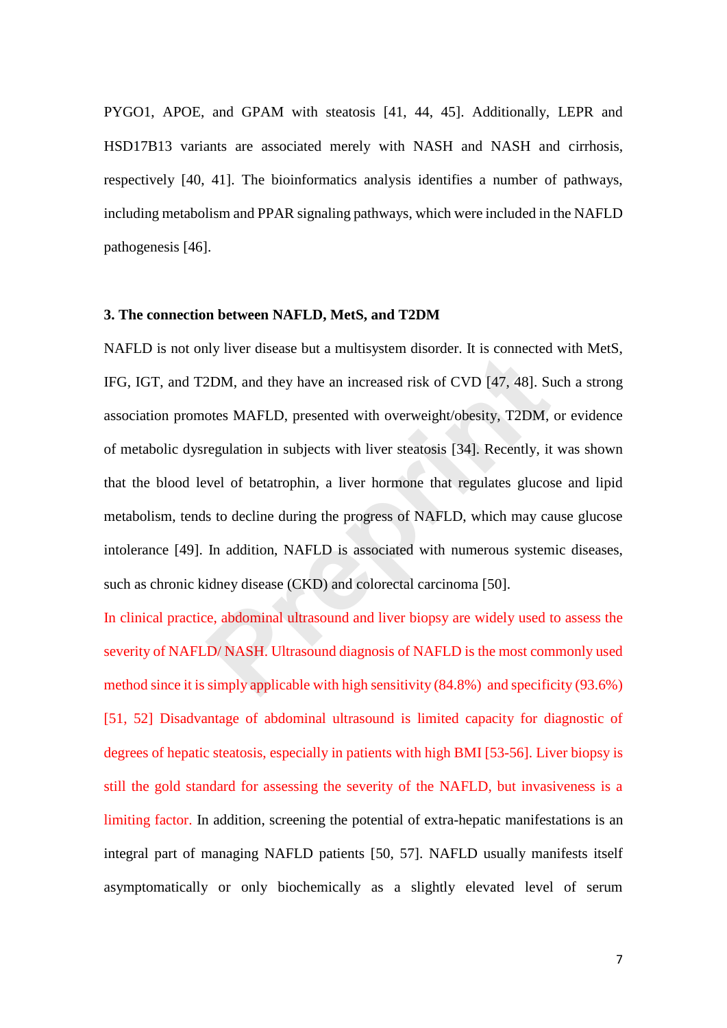PYGO1, APOE, and GPAM with steatosis [41, 44, 45]. Additionally, LEPR and HSD17B13 variants are associated merely with NASH and NASH and cirrhosis, respectively [40, 41]. The bioinformatics analysis identifies a number of pathways, including metabolism and PPAR signaling pathways, which were included in the NAFLD pathogenesis [46].

### 3. The connection between NAFLD, MetS, and T2DM

NAFLD is not only liver disease but a multisystem disorder. It is connected with MetS, IFG, IGT, and T2DM, and they have an increased risk of CVD [47, 48]. Such a strong association promotes MAFLD, presented with overweight/obesity, T2DM, or evidence of metabolic dysregulation in subjects with liver steatosis [34]. Recently, it was shown that the blood level of betatrophin, a liver hormone that regulates glucose and lipid metabolism, tends to decline during the progress of NAFLD, which may cause glucose intolerance [49]. In addition, NAFLD is associated with numerous systemic diseases, such as chronic kidney disease (CKD) and colorectal carcinoma [50].

In clinical practice, abdominal ultrasound and liver biopsy are widely used to assess the severity of NAFLD/ NASH. Ultrasound diagnosis of NAFLD is the most commonly used method since it is simply applicable with high sensitivity (84.8%) and specificity (93.6%) [51, 52] Disadvantage of abdominal ultrasound is limited capacity for diagnostic of degrees of hepatic steatosis, especially in patients with high BMI [53-56]. Liver biopsy is still the gold standard for assessing the severity of the NAFLD, but invasiveness is a limiting factor. In addition, screening the potential of extra-hepatic manifestations is an integral part of managing NAFLD patients [50, 57]. NAFLD usually manifests itself asymptomatically or only biochemically as a slightly elevated level of serum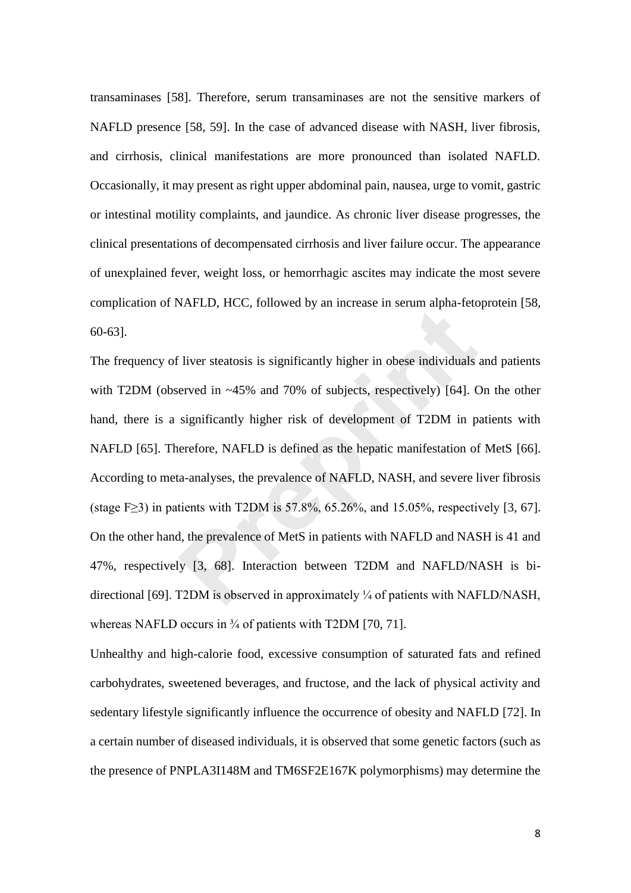transaminases [58]. Therefore, serum transaminases are not the sensitive markers of NAFLD presence [58, 59]. In the case of advanced disease with NASH, liver fibrosis, and cirrhosis, clinical manifestations are more pronounced than isolated NAFLD. Occasionally, it may present as right upper abdominal pain, nausea, urge to vomit, gastric or intestinal motility complaints, and jaundice. As chronic liver disease progresses, the clinical presentations of decompensated cirrhosis and liver failure occur. The appearance of unexplained fever, weight loss, or hemorrhagic ascites may indicate the most severe complication of NAFLD, HCC, followed by an increase in serum alpha-fetoprotein [58, 60-63].

The frequency of liver steatosis is significantly higher in obese individuals and patients with T2DM (observed in ~45% and 70% of subjects, respectively) [64]. On the other hand, there is a significantly higher risk of development of T2DM in patients with NAFLD [65]. Therefore, NAFLD is defined as the hepatic manifestation of MetS [66]. According to meta-analyses, the prevalence of NAFLD, NASH, and severe liver fibrosis (stage F≥3) in patients with T2DM is 57.8%, 65.26%, and 15.05%, respectively [3, 67]. On the other hand, the prevalence of MetS in patients with NAFLD and NASH is 41 and 47%, respectively [3, 68]. Interaction between T2DM and NAFLD/NASH is bi-directional [69]. T2DM is observed in approximately ¼ of patients with NAFLD/NASH, whereas NAFLD occurs in ¾ of patients with T2DM [70, 71].

Unhealthy and high-calorie food, excessive consumption of saturated fats and refined carbohydrates, sweetened beverages, and fructose, and the lack of physical activity and sedentary lifestyle significantly influence the occurrence of obesity and NAFLD [72]. In a certain number of diseased individuals, it is observed that some genetic factors (such as the presence of PNPLA3I148M and TM6SF2E167K polymorphisms) may determine the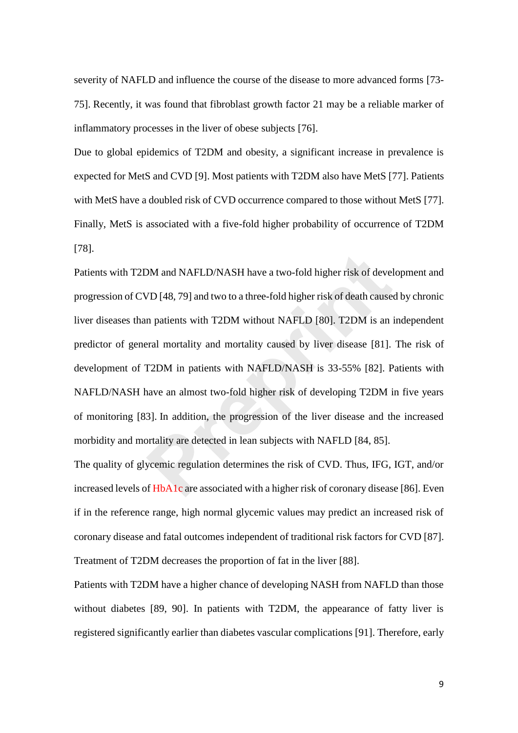severity of NAFLD and influence the course of the disease to more advanced forms [73-75]. Recently, it was found that fibroblast growth factor 21 may be a reliable marker of inflammatory processes in the liver of obese subjects [76].

Due to global epidemics of T2DM and obesity, a significant increase in prevalence is expected for MetS and CVD [9]. Most patients with T2DM also have MetS [77]. Patients with MetS have a doubled risk of CVD occurrence compared to those without MetS [77]. Finally, MetS is associated with a five-fold higher probability of occurrence of T2DM [78].

Patients with T2DM and NAFLD/NASH have a two-fold higher risk of development and progression of CVD [48, 79] and two to a three-fold higher risk of death caused by chronic liver diseases than patients with T2DM without NAFLD [80]. T2DM is an independent predictor of general mortality and mortality caused by liver disease [81]. The risk of development of T2DM in patients with NAFLD/NASH is 33-55% [82]. Patients with NAFLD/NASH have an almost two-fold higher risk of developing T2DM in five years of monitoring [83]. In addition, the progression of the liver disease and the increased morbidity and mortality are detected in lean subjects with NAFLD [84, 85].

The quality of glycemic regulation determines the risk of CVD. Thus, IFG, IGT, and/or increased levels of HbA1c are associated with a higher risk of coronary disease [86]. Even if in the reference range, high normal glycemic values may predict an increased risk of coronary disease and fatal outcomes independent of traditional risk factors for CVD [87]. Treatment of T2DM decreases the proportion of fat in the liver [88].

Patients with T2DM have a higher chance of developing NASH from NAFLD than those without diabetes [89, 90]. In patients with T2DM, the appearance of fatty liver is registered significantly earlier than diabetes vascular complications [91]. Therefore, early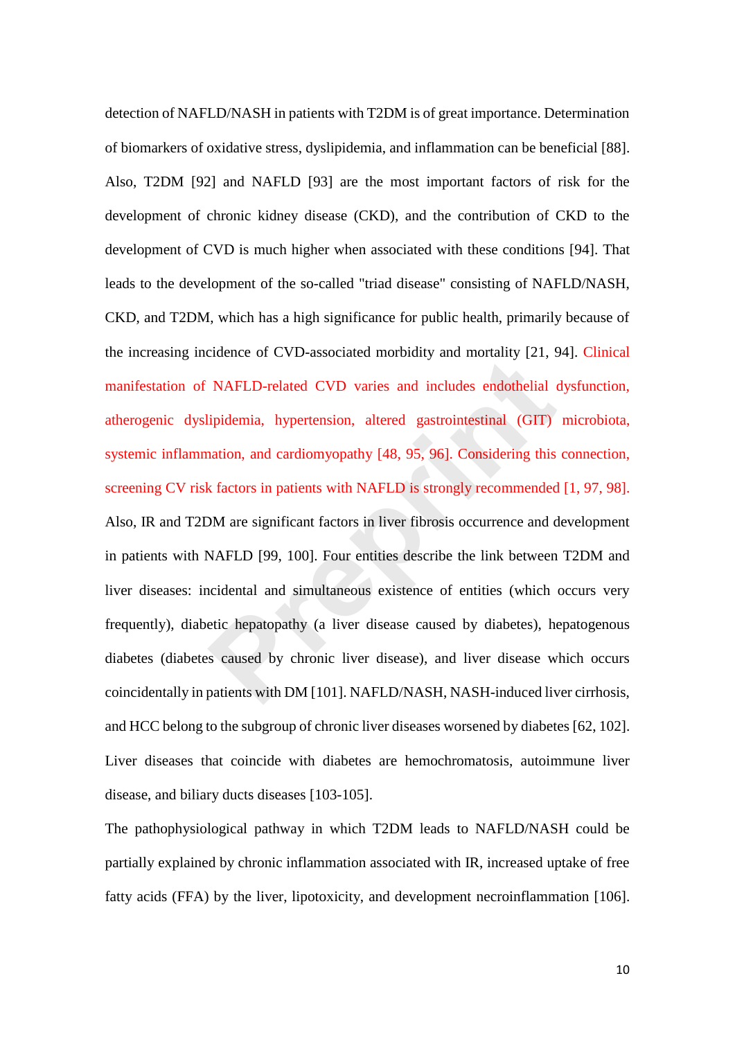detection of NAFLD/NASH in patients with T2DM is of great importance. Determination of biomarkers of oxidative stress, dyslipidemia, and inflammation can be beneficial [88]. Also, T2DM [92] and NAFLD [93] are the most important factors of risk for the development of chronic kidney disease (CKD), and the contribution of CKD to the development of CVD is much higher when associated with these conditions [94]. That leads to the development of the so-called "triad disease" consisting of NAFLD/NASH, CKD, and T2DM, which has a high significance for public health, primarily because of the increasing incidence of CVD-associated morbidity and mortality [21, 94]. Clinical manifestation of NAFLD-related CVD varies and includes endothelial dysfunction, atherogenic dyslipidemia, hypertension, altered gastrointestinal (GIT) microbiota, systemic inflammation, and cardiomyopathy [48, 95, 96]. Considering this connection, screening CV risk factors in patients with NAFLD is strongly recommended [1, 97, 98]. Also, IR and T2DM are significant factors in liver fibrosis occurrence and development in patients with NAFLD [99, 100]. Four entities describe the link between T2DM and liver diseases: incidental and simultaneous existence of entities (which occurs very frequently), diabetic hepatopathy (a liver disease caused by diabetes), hepatogenous diabetes (diabetes caused by chronic liver disease), and liver disease which occurs coincidentally in patients with DM [101]. NAFLD/NASH, NASH-induced liver cirrhosis, and HCC belong to the subgroup of chronic liver diseases worsened by diabetes [62, 102]. Liver diseases that coincide with diabetes are hemochromatosis, autoimmune liver disease, and biliary ducts diseases [103-105].

The pathophysiological pathway in which T2DM leads to NAFLD/NASH could be partially explained by chronic inflammation associated with IR, increased uptake of free fatty acids (FFA) by the liver, lipotoxicity, and development necroinflammation [106].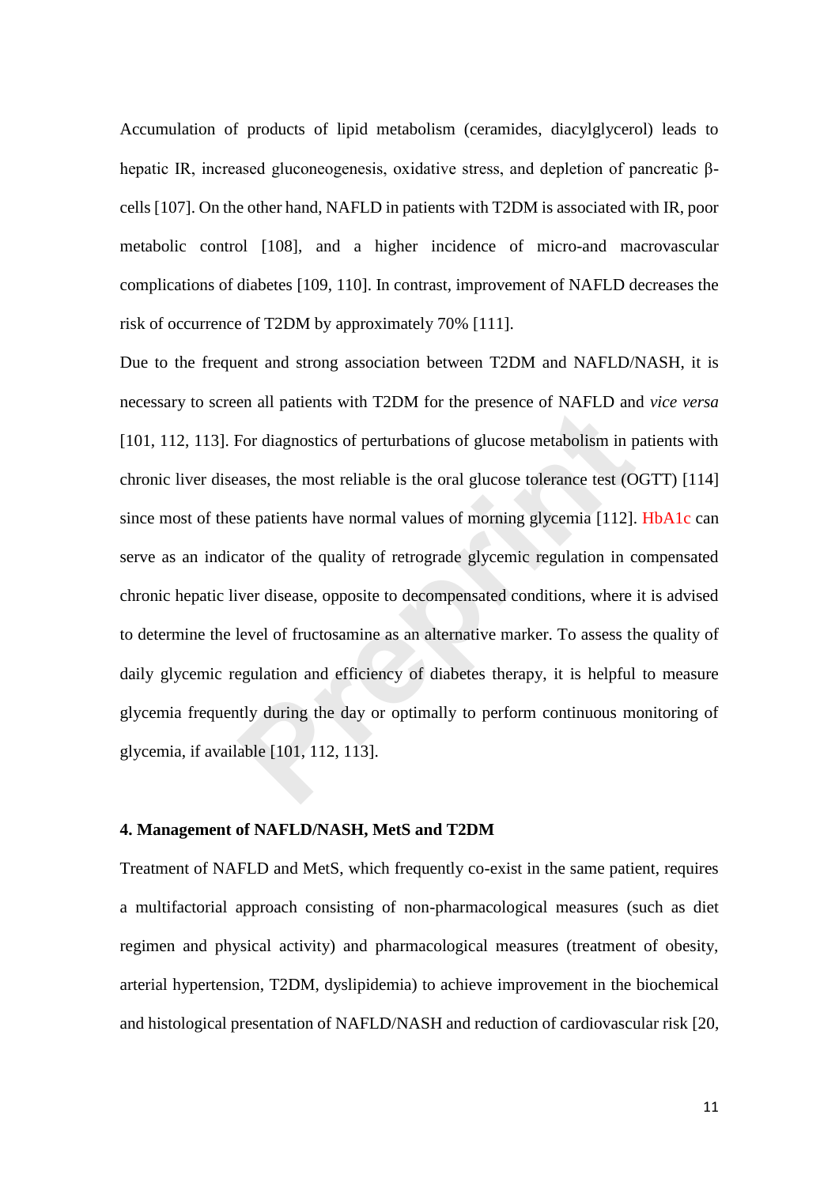Accumulation of products of lipid metabolism (ceramides, diacylglycerol) leads to hepatic IR, increased gluconeogenesis, oxidative stress, and depletion of pancreatic β-cells [107]. On the other hand, NAFLD in patients with T2DM is associated with IR, poor metabolic control [108], and a higher incidence of micro-and macrovascular complications of diabetes [109, 110]. In contrast, improvement of NAFLD decreases the risk of occurrence of T2DM by approximately 70% [111].

Due to the frequent and strong association between T2DM and NAFLD/NASH, it is necessary to screen all patients with T2DM for the presence of NAFLD and *vice versa* [101, 112, 113]. For diagnostics of perturbations of glucose metabolism in patients with chronic liver diseases, the most reliable is the oral glucose tolerance test (OGTT) [114] since most of these patients have normal values of morning glycemia [112]. HbA1c can serve as an indicator of the quality of retrograde glycemic regulation in compensated chronic hepatic liver disease, opposite to decompensated conditions, where it is advised to determine the level of fructosamine as an alternative marker. To assess the quality of daily glycemic regulation and efficiency of diabetes therapy, it is helpful to measure glycemia frequently during the day or optimally to perform continuous monitoring of glycemia, if available [101, 112, 113].

### 4. Management of NAFLD/NASH, MetS and T2DM

Treatment of NAFLD and MetS, which frequently co-exist in the same patient, requires a multifactorial approach consisting of non-pharmacological measures (such as diet regimen and physical activity) and pharmacological measures (treatment of obesity, arterial hypertension, T2DM, dyslipidemia) to achieve improvement in the biochemical and histological presentation of NAFLD/NASH and reduction of cardiovascular risk [20,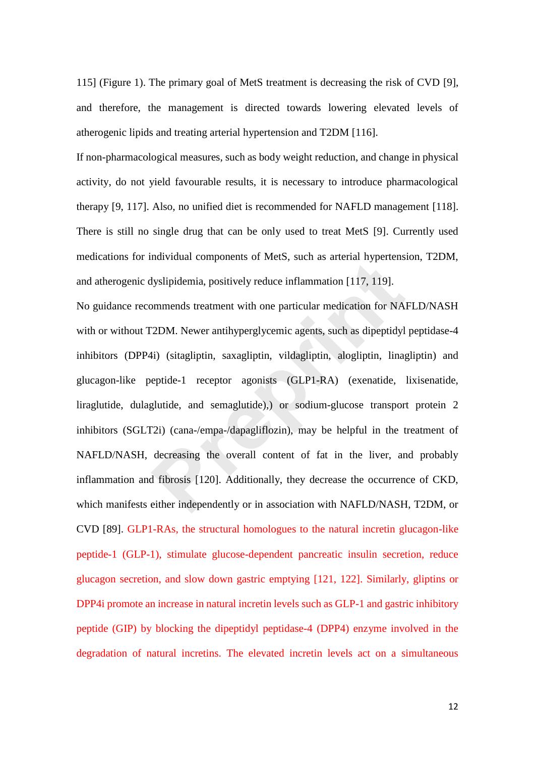115] (Figure 1). The primary goal of MetS treatment is decreasing the risk of CVD [9], and therefore, the management is directed towards lowering elevated levels of atherogenic lipids and treating arterial hypertension and T2DM [116].

If non-pharmacological measures, such as body weight reduction, and change in physical activity, do not yield favourable results, it is necessary to introduce pharmacological therapy [9, 117]. Also, no unified diet is recommended for NAFLD management [118]. There is still no single drug that can be only used to treat MetS [9]. Currently used medications for individual components of MetS, such as arterial hypertension, T2DM, and atherogenic dyslipidemia, positively reduce inflammation [117, 119].

No guidance recommends treatment with one particular medication for NAFLD/NASH with or without T2DM. Newer antihyperglycemic agents, such as dipeptidyl peptidase-4 inhibitors (DPP4i) (sitagliptin, saxagliptin, vildagliptin, alogliptin, linagliptin) and glucagon-like peptide-1 receptor agonists (GLP1-RA) (exenatide, lixisenatide, liraglutide, dulaglutide, and semaglutide),) or sodium-glucose transport protein 2 inhibitors (SGLT2i) (cana-/empa-/dapagliflozin), may be helpful in the treatment of NAFLD/NASH, decreasing the overall content of fat in the liver, and probably inflammation and fibrosis [120]. Additionally, they decrease the occurrence of CKD, which manifests either independently or in association with NAFLD/NASH, T2DM, or CVD [89]. GLP1-RAs, the structural homologues to the natural incretin glucagon-like peptide-1 (GLP-1), stimulate glucose-dependent pancreatic insulin secretion, reduce glucagon secretion, and slow down gastric emptying [121, 122]. Similarly, gliptins or DPP4i promote an increase in natural incretin levels such as GLP-1 and gastric inhibitory peptide (GIP) by blocking the dipeptidyl peptidase-4 (DPP4) enzyme involved in the degradation of natural incretins. The elevated incretin levels act on a simultaneous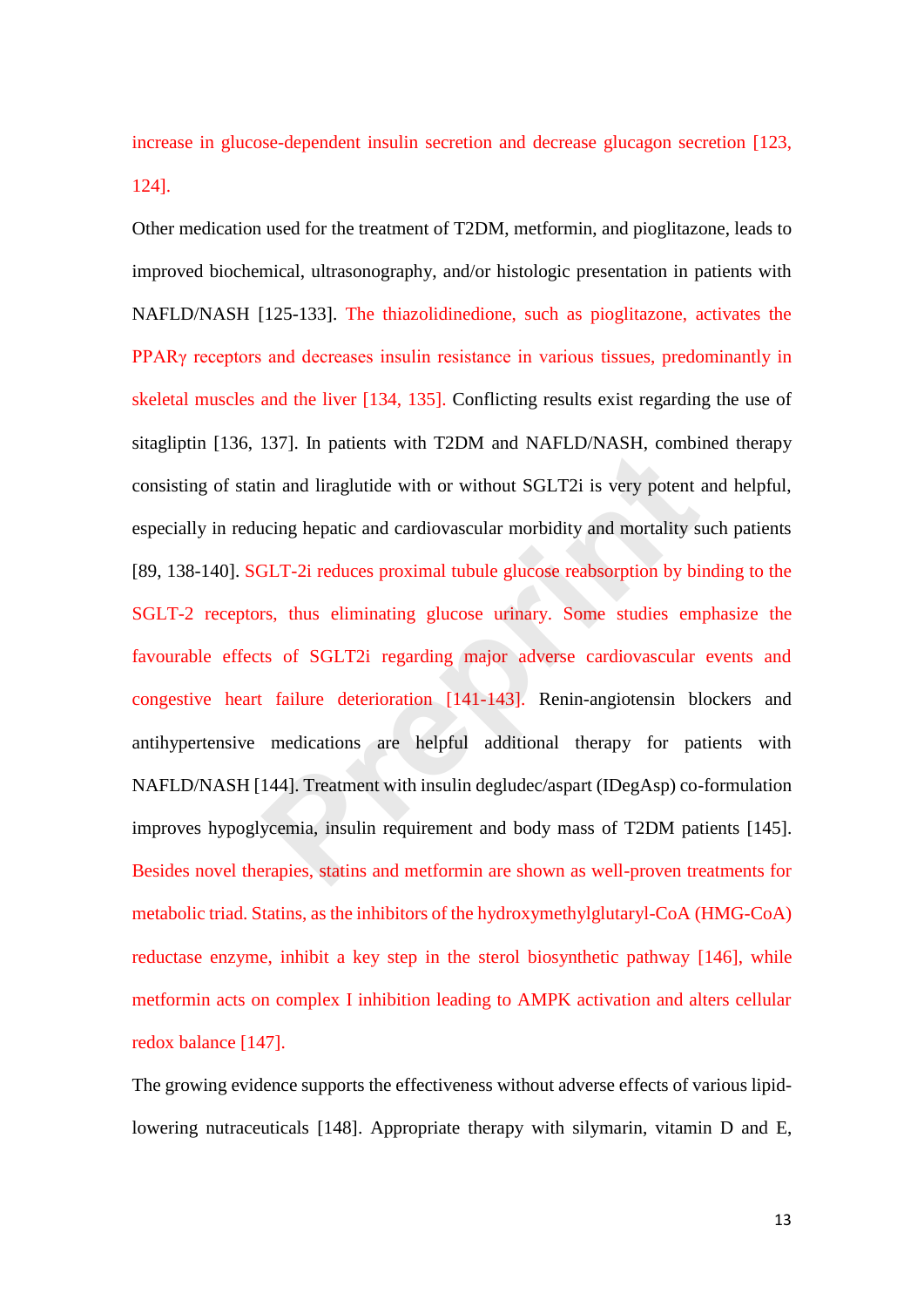increase in glucose-dependent insulin secretion and decrease glucagon secretion [123, 124].

Other medication used for the treatment of T2DM, metformin, and pioglitazone, leads to improved biochemical, ultrasonography, and/or histologic presentation in patients with NAFLD/NASH [125-133]. The thiazolidinedione, such as pioglitazone, activates the PPARγ receptors and decreases insulin resistance in various tissues, predominantly in skeletal muscles and the liver [134, 135]. Conflicting results exist regarding the use of sitagliptin [136, 137]. In patients with T2DM and NAFLD/NASH, combined therapy consisting of statin and liraglutide with or without SGLT2i is very potent and helpful, especially in reducing hepatic and cardiovascular morbidity and mortality such patients [89, 138-140]. SGLT-2i reduces proximal tubule glucose reabsorption by binding to the SGLT-2 receptors, thus eliminating glucose urinary. Some studies emphasize the favourable effects of SGLT2i regarding major adverse cardiovascular events and congestive heart failure deterioration [141-143]. Renin-angiotensin blockers and antihypertensive medications are helpful additional therapy for patients with NAFLD/NASH [144]. Treatment with insulin degludec/aspart (IDegAsp) co-formulation improves hypoglycemia, insulin requirement and body mass of T2DM patients [145]. Besides novel therapies, statins and metformin are shown as well-proven treatments for metabolic triad. Statins, as the inhibitors of the hydroxymethylglutaryl-CoA (HMG-CoA) reductase enzyme, inhibit a key step in the sterol biosynthetic pathway [146], while metformin acts on complex I inhibition leading to AMPK activation and alters cellular redox balance [147].

The growing evidence supports the effectiveness without adverse effects of various lipid-lowering nutraceuticals [148]. Appropriate therapy with silymarin, vitamin D and E,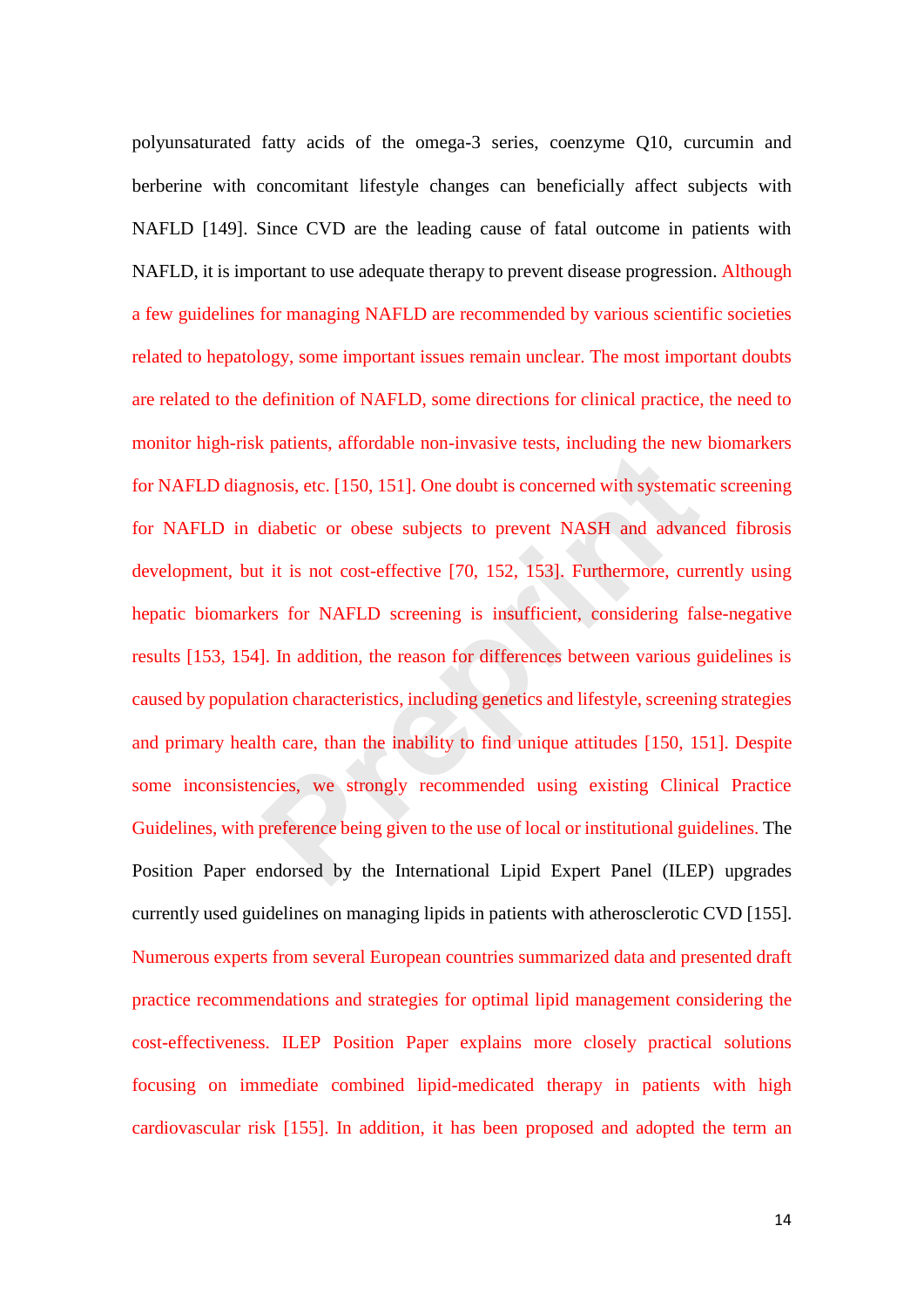polyunsaturated fatty acids of the omega-3 series, coenzyme Q10, curcumin and berberine with concomitant lifestyle changes can beneficially affect subjects with NAFLD [149]. Since CVD are the leading cause of fatal outcome in patients with NAFLD, it is important to use adequate therapy to prevent disease progression. Although a few guidelines for managing NAFLD are recommended by various scientific societies related to hepatology, some important issues remain unclear. The most important doubts are related to the definition of NAFLD, some directions for clinical practice, the need to monitor high-risk patients, affordable non-invasive tests, including the new biomarkers for NAFLD diagnosis, etc. [150, 151]. One doubt is concerned with systematic screening for NAFLD in diabetic or obese subjects to prevent NASH and advanced fibrosis development, but it is not cost-effective [70, 152, 153]. Furthermore, currently using hepatic biomarkers for NAFLD screening is insufficient, considering false-negative results [153, 154]. In addition, the reason for differences between various guidelines is caused by population characteristics, including genetics and lifestyle, screening strategies and primary health care, than the inability to find unique attitudes [150, 151]. Despite some inconsistencies, we strongly recommended using existing Clinical Practice Guidelines, with preference being given to the use of local or institutional guidelines. The Position Paper endorsed by the International Lipid Expert Panel (ILEP) upgrades currently used guidelines on managing lipids in patients with atherosclerotic CVD [155]. Numerous experts from several European countries summarized data and presented draft practice recommendations and strategies for optimal lipid management considering the cost-effectiveness. ILEP Position Paper explains more closely practical solutions focusing on immediate combined lipid-medicated therapy in patients with high cardiovascular risk [155]. In addition, it has been proposed and adopted the term an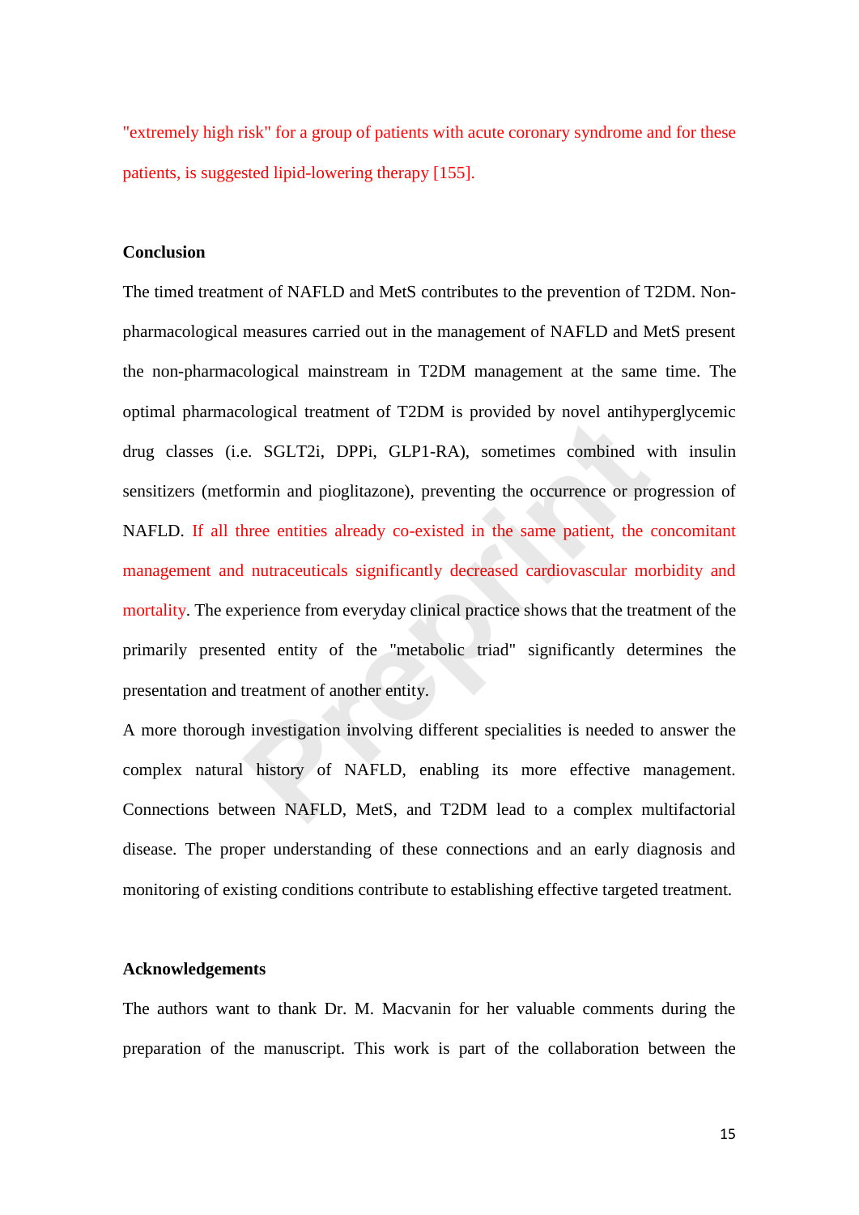"extremely high risk" for a group of patients with acute coronary syndrome and for these patients, is suggested lipid-lowering therapy [155].

## Conclusion

The timed treatment of NAFLD and MetS contributes to the prevention of T2DM. Non-pharmacological measures carried out in the management of NAFLD and MetS present the non-pharmacological mainstream in T2DM management at the same time. The optimal pharmacological treatment of T2DM is provided by novel antihyperglycemic drug classes (i.e. SGLT2i, DPPi, GLP1-RA), sometimes combined with insulin sensitizers (metformin and pioglitazone), preventing the occurrence or progression of NAFLD. If all three entities already co-existed in the same patient, the concomitant management and nutraceuticals significantly decreased cardiovascular morbidity and mortality. The experience from everyday clinical practice shows that the treatment of the primarily presented entity of the "metabolic triad" significantly determines the presentation and treatment of another entity.

A more thorough investigation involving different specialities is needed to answer the complex natural history of NAFLD, enabling its more effective management. Connections between NAFLD, MetS, and T2DM lead to a complex multifactorial disease. The proper understanding of these connections and an early diagnosis and monitoring of existing conditions contribute to establishing effective targeted treatment.

## Acknowledgements

The authors want to thank Dr. M. Macvanin for her valuable comments during the preparation of the manuscript. This work is part of the collaboration between the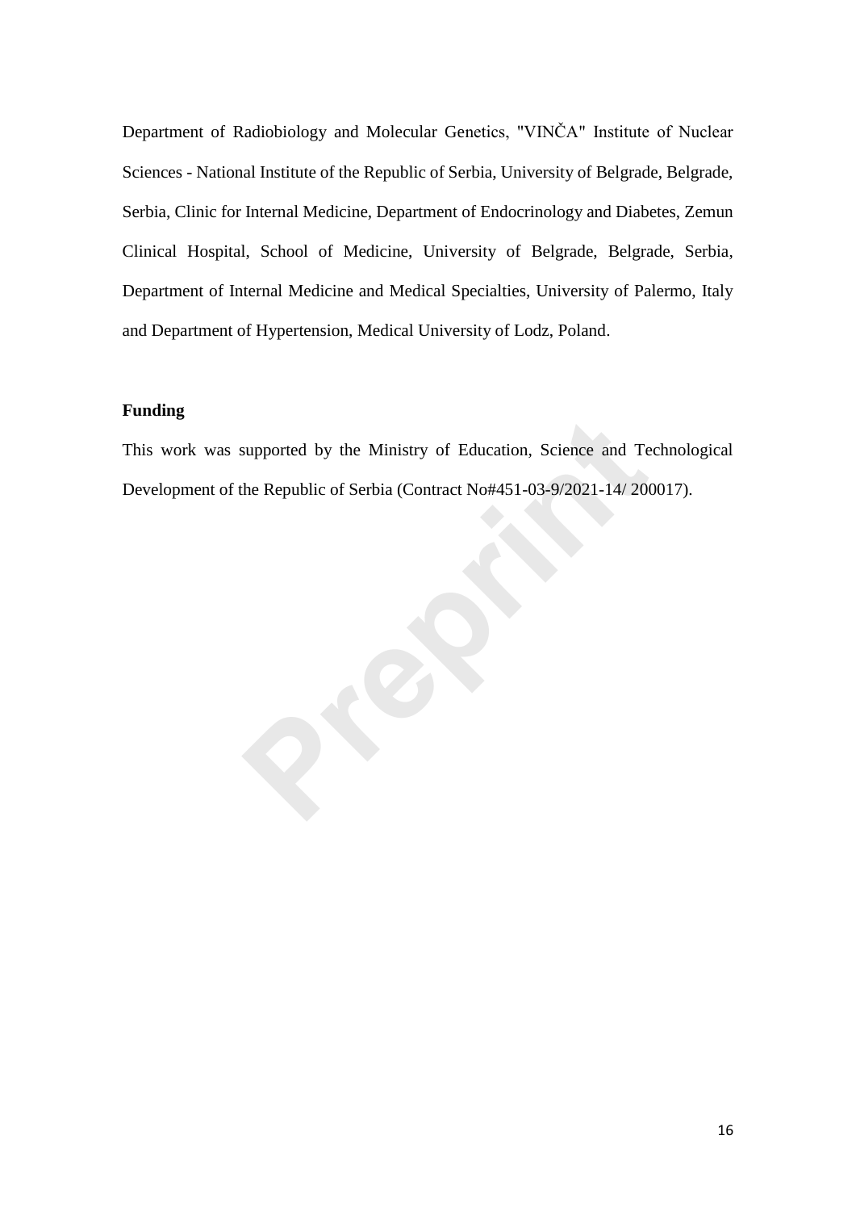Department of Radiobiology and Molecular Genetics, "VINČA" Institute of Nuclear Sciences - National Institute of the Republic of Serbia, University of Belgrade, Belgrade, Serbia, Clinic for Internal Medicine, Department of Endocrinology and Diabetes, Zemun Clinical Hospital, School of Medicine, University of Belgrade, Belgrade, Serbia, Department of Internal Medicine and Medical Specialties, University of Palermo, Italy and Department of Hypertension, Medical University of Lodz, Poland.

**Funding**

This work was supported by the Ministry of Education, Science and Technological Development of the Republic of Serbia (Contract No#451-03-9/2021-14/ 200017).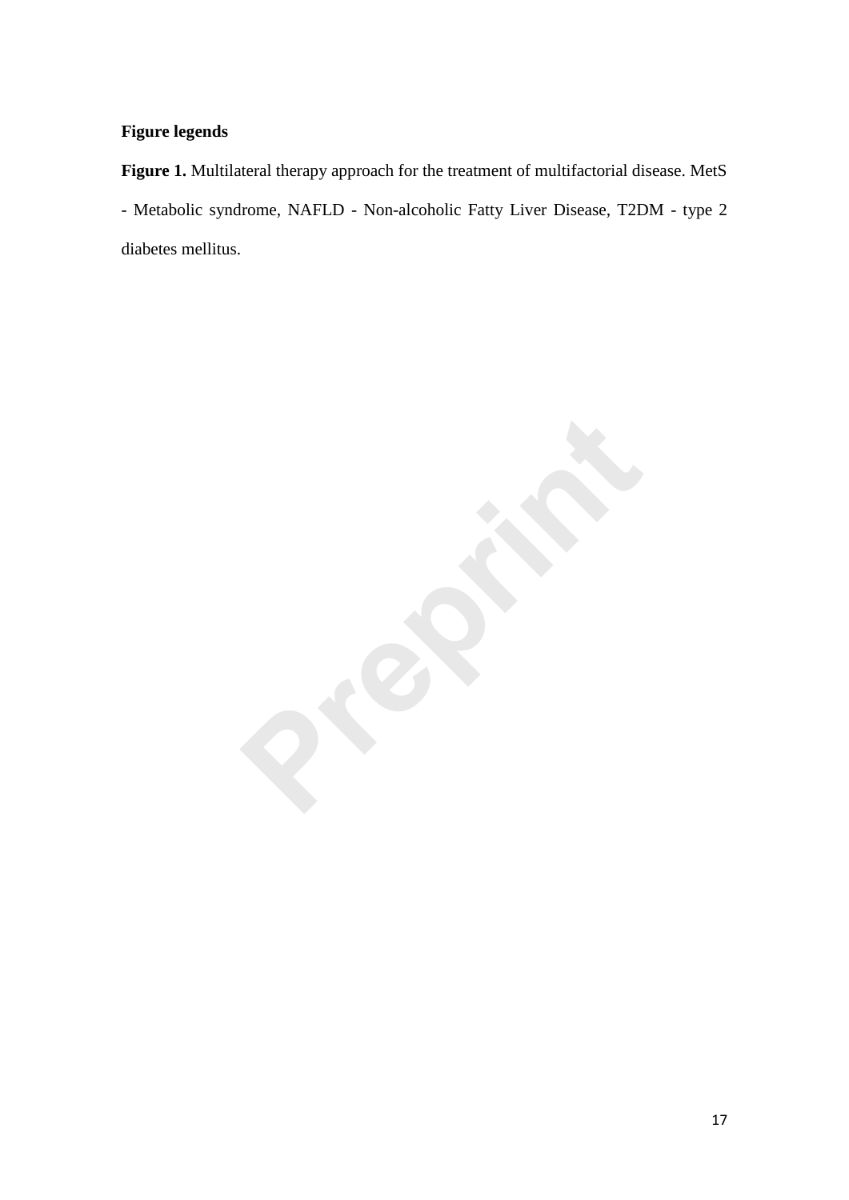**Figure legends**

**Figure 1.** Multilateral therapy approach for the treatment of multifactorial disease. MetS - Metabolic syndrome, NAFLD - Non-alcoholic Fatty Liver Disease, T2DM - type 2 diabetes mellitus.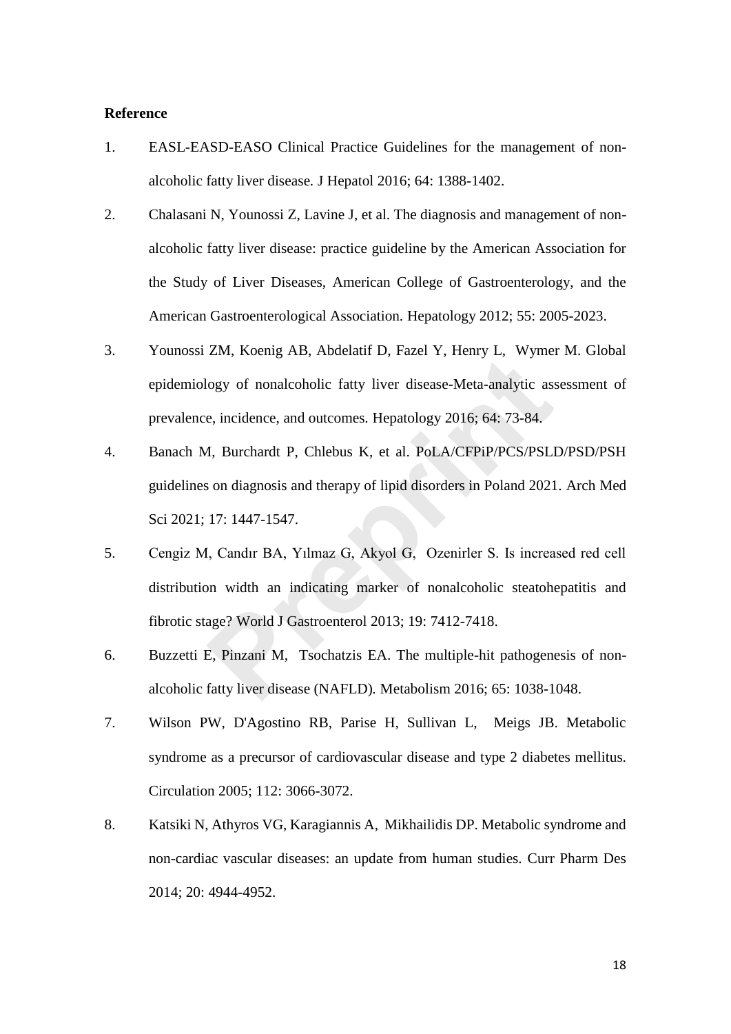**Reference**

1. EASL-EASD-EASO Clinical Practice Guidelines for the management of non-alcoholic fatty liver disease. J Hepatol 2016; 64: 1388-1402.
2. Chalasani N, Younossi Z, Lavine J, et al. The diagnosis and management of non-alcoholic fatty liver disease: practice guideline by the American Association for the Study of Liver Diseases, American College of Gastroenterology, and the American Gastroenterological Association. Hepatology 2012; 55: 2005-2023.
3. Younossi ZM, Koenig AB, Abdelatif D, Fazel Y, Henry L, Wymer M. Global epidemiology of nonalcoholic fatty liver disease-Meta-analytic assessment of prevalence, incidence, and outcomes. Hepatology 2016; 64: 73-84.
4. Banach M, Burchardt P, Chlebus K, et al. PoLA/CFPiP/PCS/PSLD/PSD/PSH guidelines on diagnosis and therapy of lipid disorders in Poland 2021. Arch Med Sci 2021; 17: 1447-1547.
5. Cengiz M, Candır BA, Yılmaz G, Akyol G, Ozenirler S. Is increased red cell distribution width an indicating marker of nonalcoholic steatohepatitis and fibrotic stage? World J Gastroenterol 2013; 19: 7412-7418.
6. Buzzetti E, Pinzani M, Tsochatzis EA. The multiple-hit pathogenesis of non-alcoholic fatty liver disease (NAFLD). Metabolism 2016; 65: 1038-1048.
7. Wilson PW, D'Agostino RB, Parise H, Sullivan L, Meigs JB. Metabolic syndrome as a precursor of cardiovascular disease and type 2 diabetes mellitus. Circulation 2005; 112: 3066-3072.
8. Katsiki N, Athyros VG, Karagiannis A, Mikhailidis DP. Metabolic syndrome and non-cardiac vascular diseases: an update from human studies. Curr Pharm Des 2014; 20: 4944-4952.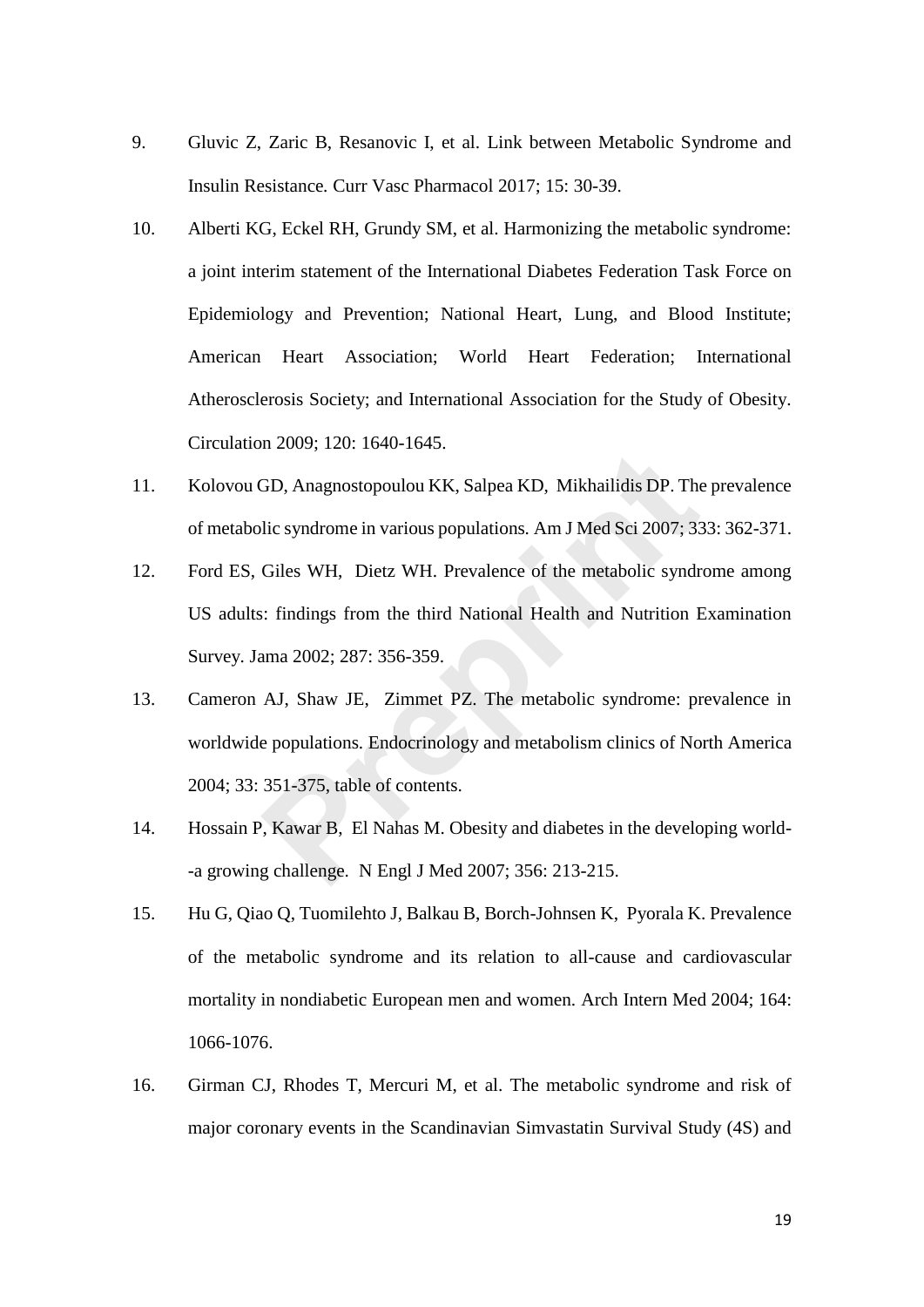9. Gluvic Z, Zaric B, Resanovic I, et al. Link between Metabolic Syndrome and Insulin Resistance. Curr Vasc Pharmacol 2017; 15: 30-39.
10. Alberti KG, Eckel RH, Grundy SM, et al. Harmonizing the metabolic syndrome: a joint interim statement of the International Diabetes Federation Task Force on Epidemiology and Prevention; National Heart, Lung, and Blood Institute; American Heart Association; World Heart Federation; International Atherosclerosis Society; and International Association for the Study of Obesity. Circulation 2009; 120: 1640-1645.
11. Kolovou GD, Anagnostopoulou KK, Salpea KD, Mikhailidis DP. The prevalence of metabolic syndrome in various populations. Am J Med Sci 2007; 333: 362-371.
12. Ford ES, Giles WH, Dietz WH. Prevalence of the metabolic syndrome among US adults: findings from the third National Health and Nutrition Examination Survey. Jama 2002; 287: 356-359.
13. Cameron AJ, Shaw JE, Zimmet PZ. The metabolic syndrome: prevalence in worldwide populations. Endocrinology and metabolism clinics of North America 2004; 33: 351-375, table of contents.
14. Hossain P, Kawar B, El Nahas M. Obesity and diabetes in the developing world--a growing challenge. N Engl J Med 2007; 356: 213-215.
15. Hu G, Qiao Q, Tuomilehto J, Balkau B, Borch-Johnsen K, Pyorala K. Prevalence of the metabolic syndrome and its relation to all-cause and cardiovascular mortality in nondiabetic European men and women. Arch Intern Med 2004; 164: 1066-1076.
16. Girman CJ, Rhodes T, Mercuri M, et al. The metabolic syndrome and risk of major coronary events in the Scandinavian Simvastatin Survival Study (4S) and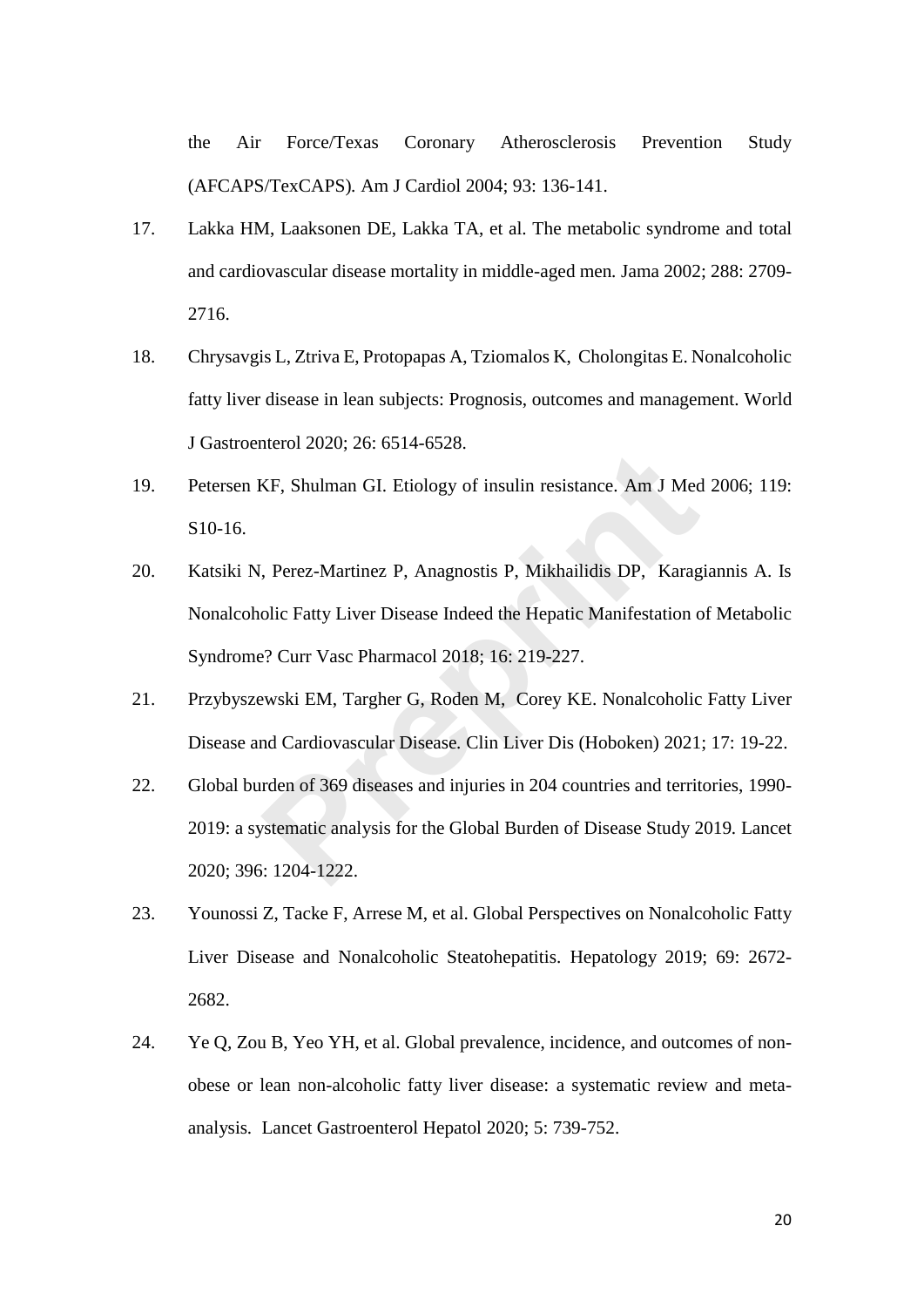the Air Force/Texas Coronary Atherosclerosis Prevention Study (AFCAPS/TexCAPS). Am J Cardiol 2004; 93: 136-141.

17. Lakka HM, Laaksonen DE, Lakka TA, et al. The metabolic syndrome and total and cardiovascular disease mortality in middle-aged men. Jama 2002; 288: 2709-2716.

18. Chrysavgis L, Ztriva E, Protopapas A, Tziomalos K, Cholongitas E. Nonalcoholic fatty liver disease in lean subjects: Prognosis, outcomes and management. World J Gastroenterol 2020; 26: 6514-6528.

19. Petersen KF, Shulman GI. Etiology of insulin resistance. Am J Med 2006; 119: S10-16.

20. Katsiki N, Perez-Martinez P, Anagnostis P, Mikhailidis DP, Karagiannis A. Is Nonalcoholic Fatty Liver Disease Indeed the Hepatic Manifestation of Metabolic Syndrome? Curr Vasc Pharmacol 2018; 16: 219-227.

21. Przybyszewski EM, Targher G, Roden M, Corey KE. Nonalcoholic Fatty Liver Disease and Cardiovascular Disease. Clin Liver Dis (Hoboken) 2021; 17: 19-22.

22. Global burden of 369 diseases and injuries in 204 countries and territories, 1990-2019: a systematic analysis for the Global Burden of Disease Study 2019. Lancet 2020; 396: 1204-1222.

23. Younossi Z, Tacke F, Arrese M, et al. Global Perspectives on Nonalcoholic Fatty Liver Disease and Nonalcoholic Steatohepatitis. Hepatology 2019; 69: 2672-2682.

24. Ye Q, Zou B, Yeo YH, et al. Global prevalence, incidence, and outcomes of non-obese or lean non-alcoholic fatty liver disease: a systematic review and meta-analysis. Lancet Gastroenterol Hepatol 2020; 5: 739-752.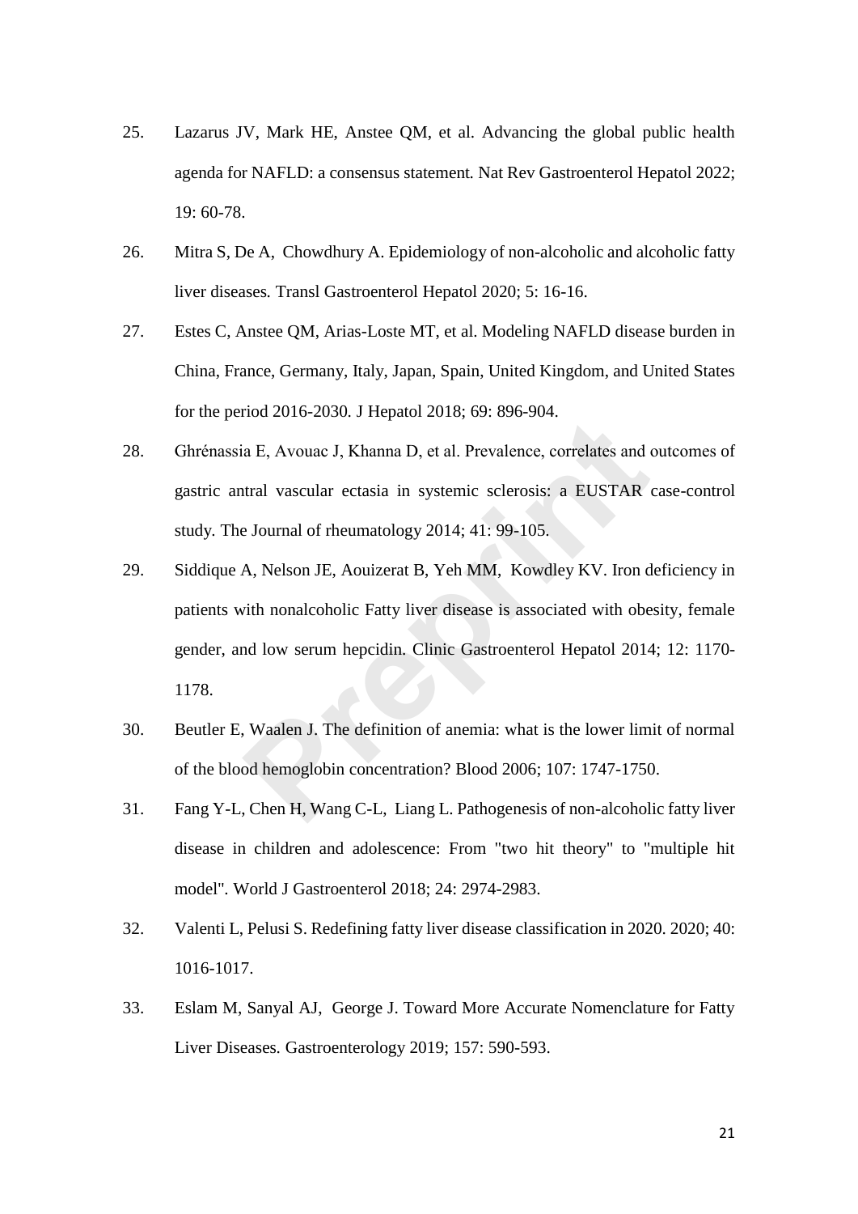25. Lazarus JV, Mark HE, Anstee QM, et al. Advancing the global public health agenda for NAFLD: a consensus statement. Nat Rev Gastroenterol Hepatol 2022; 19: 60-78.

26. Mitra S, De A, Chowdhury A. Epidemiology of non-alcoholic and alcoholic fatty liver diseases. Transl Gastroenterol Hepatol 2020; 5: 16-16.

27. Estes C, Anstee QM, Arias-Loste MT, et al. Modeling NAFLD disease burden in China, France, Germany, Italy, Japan, Spain, United Kingdom, and United States for the period 2016-2030. J Hepatol 2018; 69: 896-904.

28. Ghrénassia E, Avouac J, Khanna D, et al. Prevalence, correlates and outcomes of gastric antral vascular ectasia in systemic sclerosis: a EUSTAR case-control study. The Journal of rheumatology 2014; 41: 99-105.

29. Siddique A, Nelson JE, Aouizerat B, Yeh MM, Kowdley KV. Iron deficiency in patients with nonalcoholic Fatty liver disease is associated with obesity, female gender, and low serum hepcidin. Clinic Gastroenterol Hepatol 2014; 12: 1170-1178.

30. Beutler E, Waalen J. The definition of anemia: what is the lower limit of normal of the blood hemoglobin concentration? Blood 2006; 107: 1747-1750.

31. Fang Y-L, Chen H, Wang C-L, Liang L. Pathogenesis of non-alcoholic fatty liver disease in children and adolescence: From "two hit theory" to "multiple hit model". World J Gastroenterol 2018; 24: 2974-2983.

32. Valenti L, Pelusi S. Redefining fatty liver disease classification in 2020. 2020; 40: 1016-1017.

33. Eslam M, Sanyal AJ, George J. Toward More Accurate Nomenclature for Fatty Liver Diseases. Gastroenterology 2019; 157: 590-593.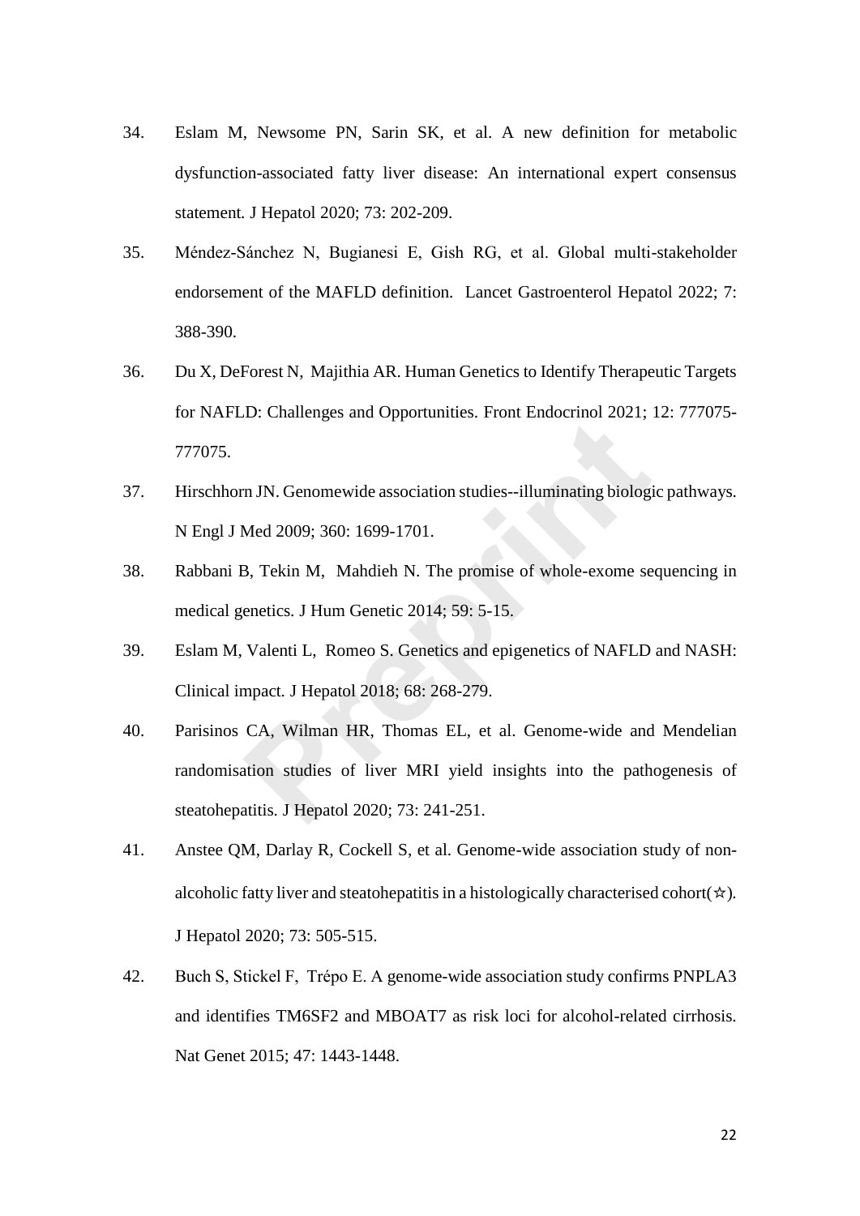34. Eslam M, Newsome PN, Sarin SK, et al. A new definition for metabolic dysfunction-associated fatty liver disease: An international expert consensus statement. J Hepatol 2020; 73: 202-209.

35. Méndez-Sánchez N, Bugianesi E, Gish RG, et al. Global multi-stakeholder endorsement of the MAFLD definition. Lancet Gastroenterol Hepatol 2022; 7: 388-390.

36. Du X, DeForest N, Majithia AR. Human Genetics to Identify Therapeutic Targets for NAFLD: Challenges and Opportunities. Front Endocrinol 2021; 12: 777075-777075.

37. Hirschhorn JN. Genomewide association studies--illuminating biologic pathways. N Engl J Med 2009; 360: 1699-1701.

38. Rabbani B, Tekin M, Mahdieh N. The promise of whole-exome sequencing in medical genetics. J Hum Genetic 2014; 59: 5-15.

39. Eslam M, Valenti L, Romeo S. Genetics and epigenetics of NAFLD and NASH: Clinical impact. J Hepatol 2018; 68: 268-279.

40. Parisinos CA, Wilman HR, Thomas EL, et al. Genome-wide and Mendelian randomisation studies of liver MRI yield insights into the pathogenesis of steatohepatitis. J Hepatol 2020; 73: 241-251.

41. Anstee QM, Darlay R, Cockell S, et al. Genome-wide association study of non-alcoholic fatty liver and steatohepatitis in a histologically characterised cohort(☆). J Hepatol 2020; 73: 505-515.

42. Buch S, Stickel F, Trépo E. A genome-wide association study confirms PNPLA3 and identifies TM6SF2 and MBOAT7 as risk loci for alcohol-related cirrhosis. Nat Genet 2015; 47: 1443-1448.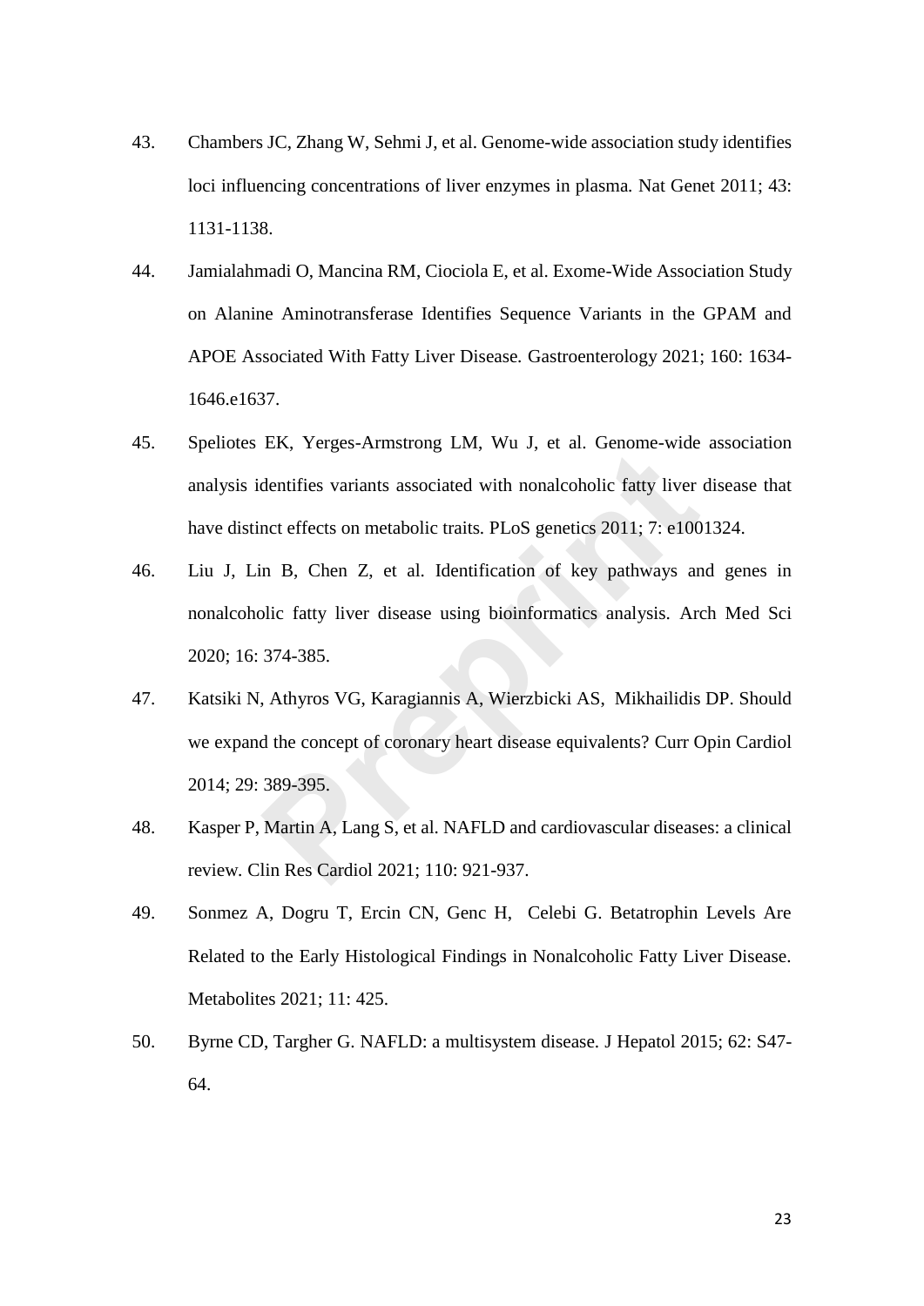43. Chambers JC, Zhang W, Sehmi J, et al. Genome-wide association study identifies loci influencing concentrations of liver enzymes in plasma. Nat Genet 2011; 43: 1131-1138.

44. Jamialahmadi O, Mancina RM, Ciociola E, et al. Exome-Wide Association Study on Alanine Aminotransferase Identifies Sequence Variants in the GPAM and APOE Associated With Fatty Liver Disease. Gastroenterology 2021; 160: 1634-1646.e1637.

45. Speliotes EK, Yerges-Armstrong LM, Wu J, et al. Genome-wide association analysis identifies variants associated with nonalcoholic fatty liver disease that have distinct effects on metabolic traits. PLoS genetics 2011; 7: e1001324.

46. Liu J, Lin B, Chen Z, et al. Identification of key pathways and genes in nonalcoholic fatty liver disease using bioinformatics analysis. Arch Med Sci 2020; 16: 374-385.

47. Katsiki N, Athyros VG, Karagiannis A, Wierzbicki AS, Mikhailidis DP. Should we expand the concept of coronary heart disease equivalents? Curr Opin Cardiol 2014; 29: 389-395.

48. Kasper P, Martin A, Lang S, et al. NAFLD and cardiovascular diseases: a clinical review. Clin Res Cardiol 2021; 110: 921-937.

49. Sonmez A, Dogru T, Ercin CN, Genc H, Celebi G. Betatrophin Levels Are Related to the Early Histological Findings in Nonalcoholic Fatty Liver Disease. Metabolites 2021; 11: 425.

50. Byrne CD, Targher G. NAFLD: a multisystem disease. J Hepatol 2015; 62: S47-64.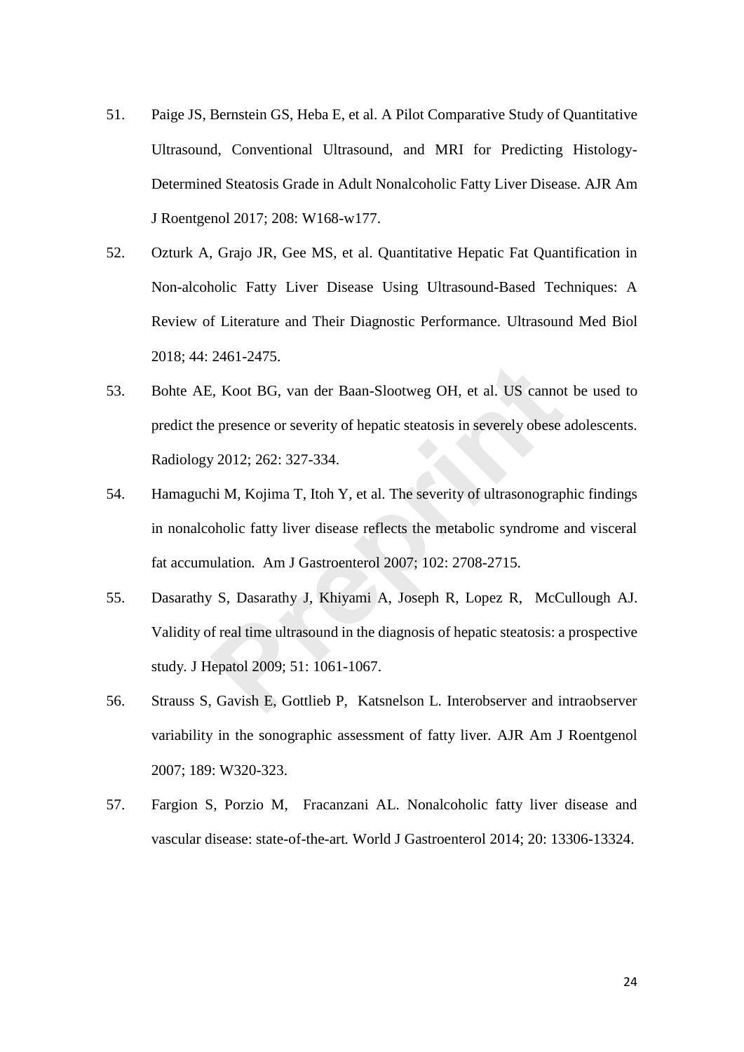51. Paige JS, Bernstein GS, Heba E, et al. A Pilot Comparative Study of Quantitative Ultrasound, Conventional Ultrasound, and MRI for Predicting Histology-Determined Steatosis Grade in Adult Nonalcoholic Fatty Liver Disease. AJR Am J Roentgenol 2017; 208: W168-w177.

52. Ozturk A, Grajo JR, Gee MS, et al. Quantitative Hepatic Fat Quantification in Non-alcoholic Fatty Liver Disease Using Ultrasound-Based Techniques: A Review of Literature and Their Diagnostic Performance. Ultrasound Med Biol 2018; 44: 2461-2475.

53. Bohte AE, Koot BG, van der Baan-Slootweg OH, et al. US cannot be used to predict the presence or severity of hepatic steatosis in severely obese adolescents. Radiology 2012; 262: 327-334.

54. Hamaguchi M, Kojima T, Itoh Y, et al. The severity of ultrasonographic findings in nonalcoholic fatty liver disease reflects the metabolic syndrome and visceral fat accumulation. Am J Gastroenterol 2007; 102: 2708-2715.

55. Dasarathy S, Dasarathy J, Khiyami A, Joseph R, Lopez R, McCullough AJ. Validity of real time ultrasound in the diagnosis of hepatic steatosis: a prospective study. J Hepatol 2009; 51: 1061-1067.

56. Strauss S, Gavish E, Gottlieb P, Katsnelson L. Interobserver and intraobserver variability in the sonographic assessment of fatty liver. AJR Am J Roentgenol 2007; 189: W320-323.

57. Fargion S, Porzio M, Fracanzani AL. Nonalcoholic fatty liver disease and vascular disease: state-of-the-art. World J Gastroenterol 2014; 20: 13306-13324.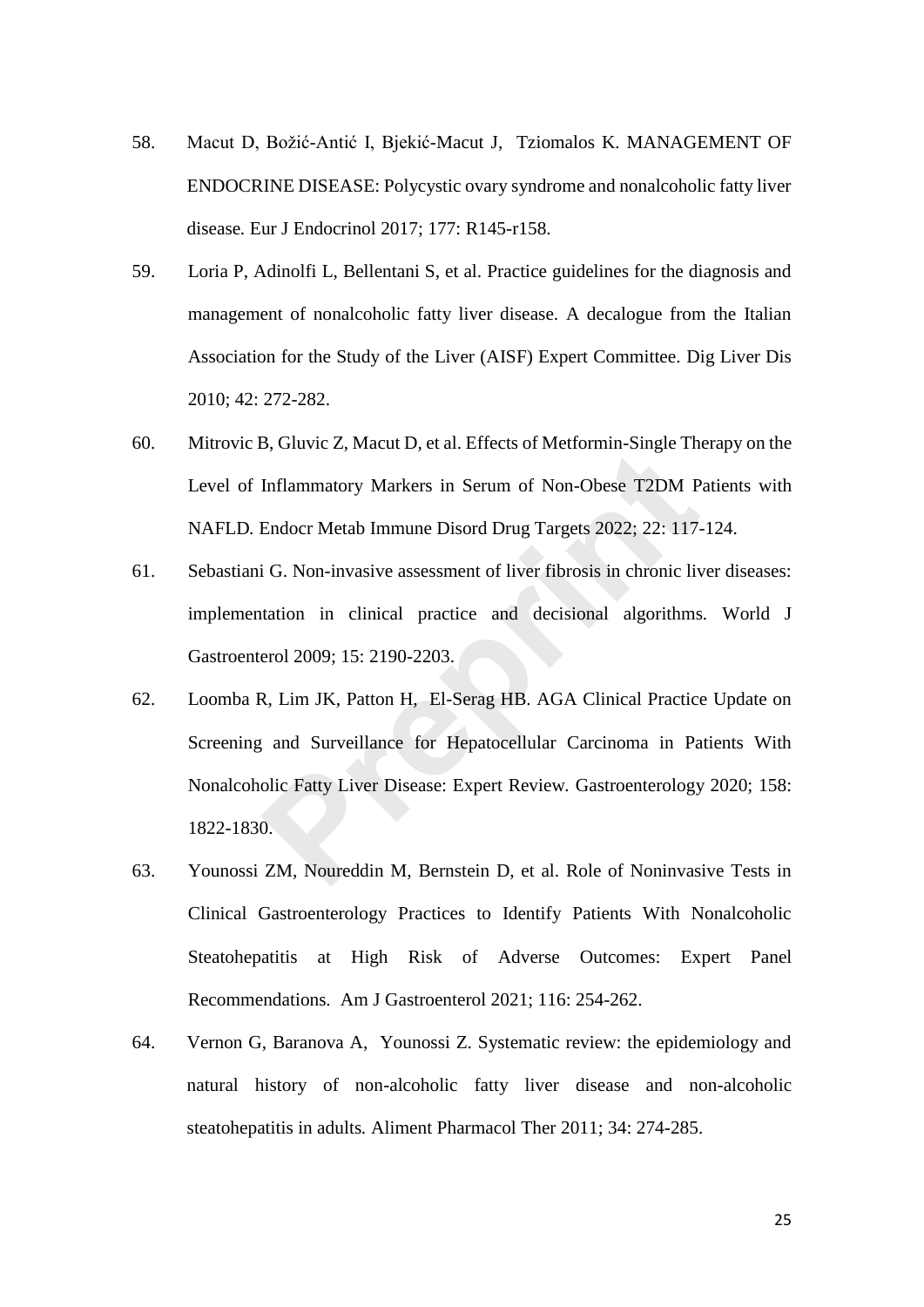58. Macut D, Božić-Antić I, Bjekić-Macut J, Tziomalos K. MANAGEMENT OF ENDOCRINE DISEASE: Polycystic ovary syndrome and nonalcoholic fatty liver disease. Eur J Endocrinol 2017; 177: R145-r158.

59. Loria P, Adinolfi L, Bellentani S, et al. Practice guidelines for the diagnosis and management of nonalcoholic fatty liver disease. A decalogue from the Italian Association for the Study of the Liver (AISF) Expert Committee. Dig Liver Dis 2010; 42: 272-282.

60. Mitrovic B, Gluvic Z, Macut D, et al. Effects of Metformin-Single Therapy on the Level of Inflammatory Markers in Serum of Non-Obese T2DM Patients with NAFLD. Endocr Metab Immune Disord Drug Targets 2022; 22: 117-124.

61. Sebastiani G. Non-invasive assessment of liver fibrosis in chronic liver diseases: implementation in clinical practice and decisional algorithms. World J Gastroenterol 2009; 15: 2190-2203.

62. Loomba R, Lim JK, Patton H, El-Serag HB. AGA Clinical Practice Update on Screening and Surveillance for Hepatocellular Carcinoma in Patients With Nonalcoholic Fatty Liver Disease: Expert Review. Gastroenterology 2020; 158: 1822-1830.

63. Younossi ZM, Noureddin M, Bernstein D, et al. Role of Noninvasive Tests in Clinical Gastroenterology Practices to Identify Patients With Nonalcoholic Steatohepatitis at High Risk of Adverse Outcomes: Expert Panel Recommendations. Am J Gastroenterol 2021; 116: 254-262.

64. Vernon G, Baranova A, Younossi Z. Systematic review: the epidemiology and natural history of non-alcoholic fatty liver disease and non-alcoholic steatohepatitis in adults. Aliment Pharmacol Ther 2011; 34: 274-285.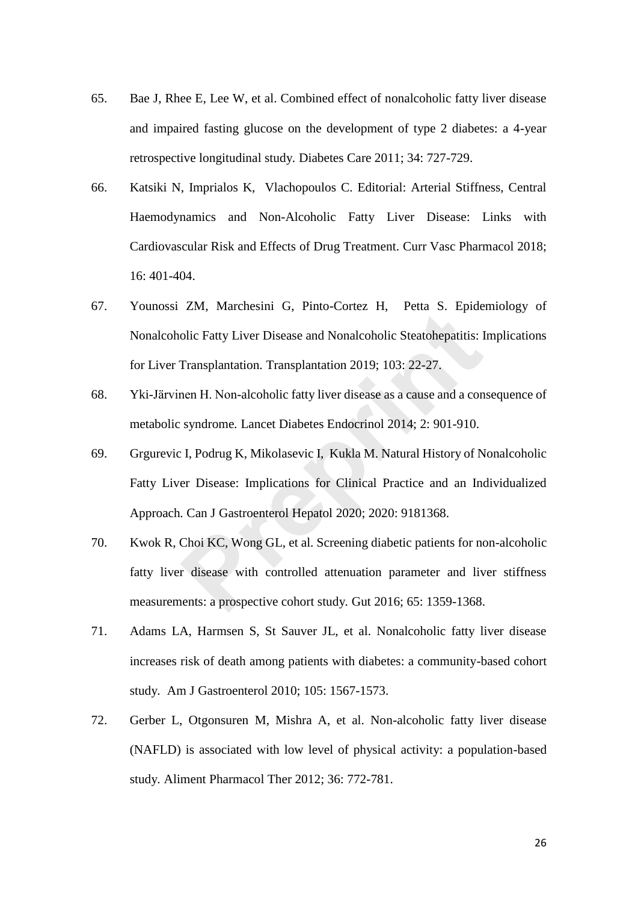65. Bae J, Rhee E, Lee W, et al. Combined effect of nonalcoholic fatty liver disease and impaired fasting glucose on the development of type 2 diabetes: a 4-year retrospective longitudinal study. Diabetes Care 2011; 34: 727-729.

66. Katsiki N, Imprialos K, Vlachopoulos C. Editorial: Arterial Stiffness, Central Haemodynamics and Non-Alcoholic Fatty Liver Disease: Links with Cardiovascular Risk and Effects of Drug Treatment. Curr Vasc Pharmacol 2018; 16: 401-404.

67. Younossi ZM, Marchesini G, Pinto-Cortez H, Petta S. Epidemiology of Nonalcoholic Fatty Liver Disease and Nonalcoholic Steatohepatitis: Implications for Liver Transplantation. Transplantation 2019; 103: 22-27.

68. Yki-Järvinen H. Non-alcoholic fatty liver disease as a cause and a consequence of metabolic syndrome. Lancet Diabetes Endocrinol 2014; 2: 901-910.

69. Grgurevic I, Podrug K, Mikolasevic I, Kukla M. Natural History of Nonalcoholic Fatty Liver Disease: Implications for Clinical Practice and an Individualized Approach. Can J Gastroenterol Hepatol 2020; 2020: 9181368.

70. Kwok R, Choi KC, Wong GL, et al. Screening diabetic patients for non-alcoholic fatty liver disease with controlled attenuation parameter and liver stiffness measurements: a prospective cohort study. Gut 2016; 65: 1359-1368.

71. Adams LA, Harmsen S, St Sauver JL, et al. Nonalcoholic fatty liver disease increases risk of death among patients with diabetes: a community-based cohort study. Am J Gastroenterol 2010; 105: 1567-1573.

72. Gerber L, Otgonsuren M, Mishra A, et al. Non-alcoholic fatty liver disease (NAFLD) is associated with low level of physical activity: a population-based study. Aliment Pharmacol Ther 2012; 36: 772-781.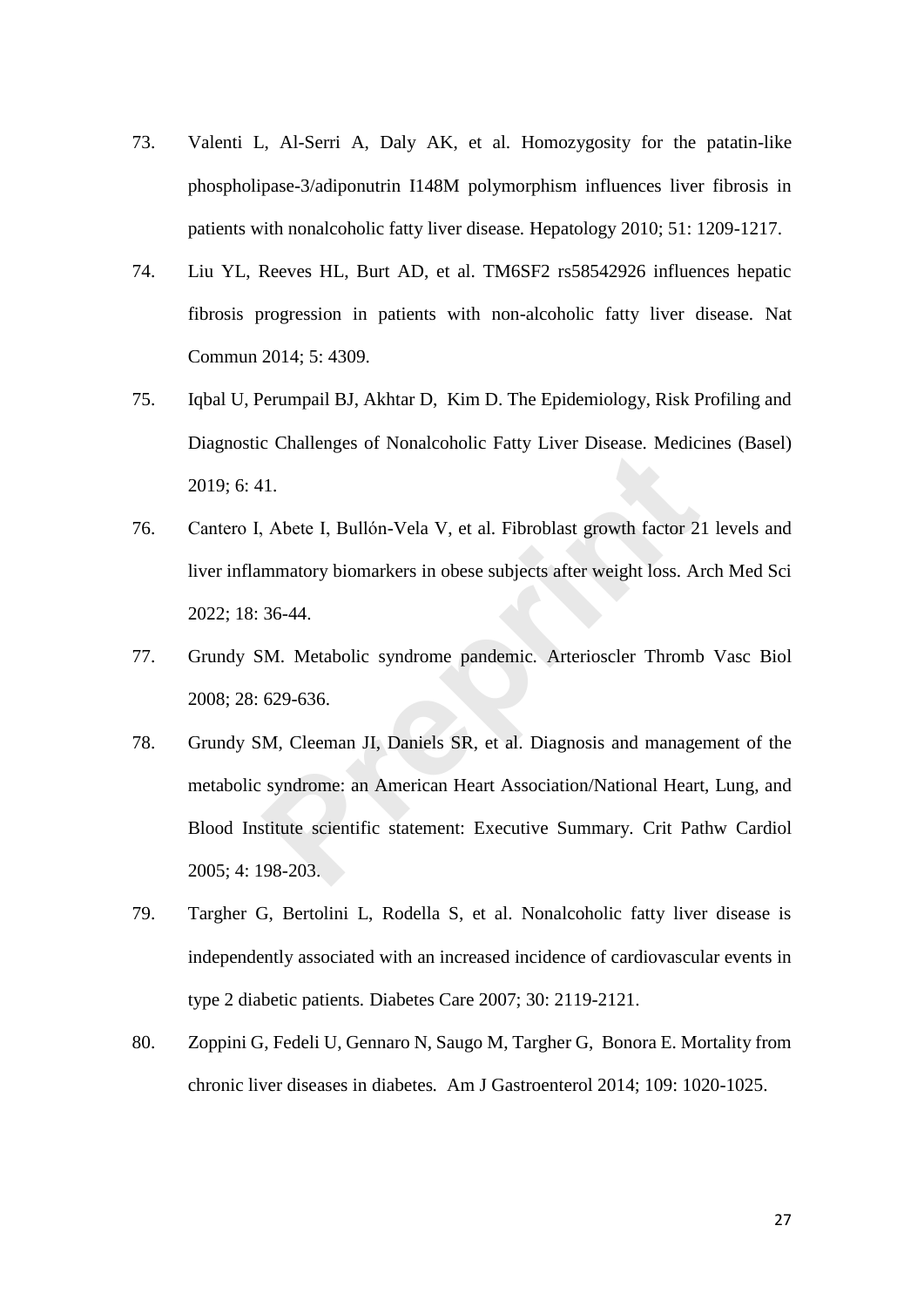73. Valenti L, Al-Serri A, Daly AK, et al. Homozygosity for the patatin-like phospholipase-3/adiponutrin I148M polymorphism influences liver fibrosis in patients with nonalcoholic fatty liver disease. Hepatology 2010; 51: 1209-1217.
74. Liu YL, Reeves HL, Burt AD, et al. TM6SF2 rs58542926 influences hepatic fibrosis progression in patients with non-alcoholic fatty liver disease. Nat Commun 2014; 5: 4309.
75. Iqbal U, Perumpail BJ, Akhtar D, Kim D. The Epidemiology, Risk Profiling and Diagnostic Challenges of Nonalcoholic Fatty Liver Disease. Medicines (Basel) 2019; 6: 41.
76. Cantero I, Abete I, Bullón-Vela V, et al. Fibroblast growth factor 21 levels and liver inflammatory biomarkers in obese subjects after weight loss. Arch Med Sci 2022; 18: 36-44.
77. Grundy SM. Metabolic syndrome pandemic. Arterioscler Thromb Vasc Biol 2008; 28: 629-636.
78. Grundy SM, Cleeman JI, Daniels SR, et al. Diagnosis and management of the metabolic syndrome: an American Heart Association/National Heart, Lung, and Blood Institute scientific statement: Executive Summary. Crit Pathw Cardiol 2005; 4: 198-203.
79. Targher G, Bertolini L, Rodella S, et al. Nonalcoholic fatty liver disease is independently associated with an increased incidence of cardiovascular events in type 2 diabetic patients. Diabetes Care 2007; 30: 2119-2121.
80. Zoppini G, Fedeli U, Gennaro N, Saugo M, Targher G, Bonora E. Mortality from chronic liver diseases in diabetes. Am J Gastroenterol 2014; 109: 1020-1025.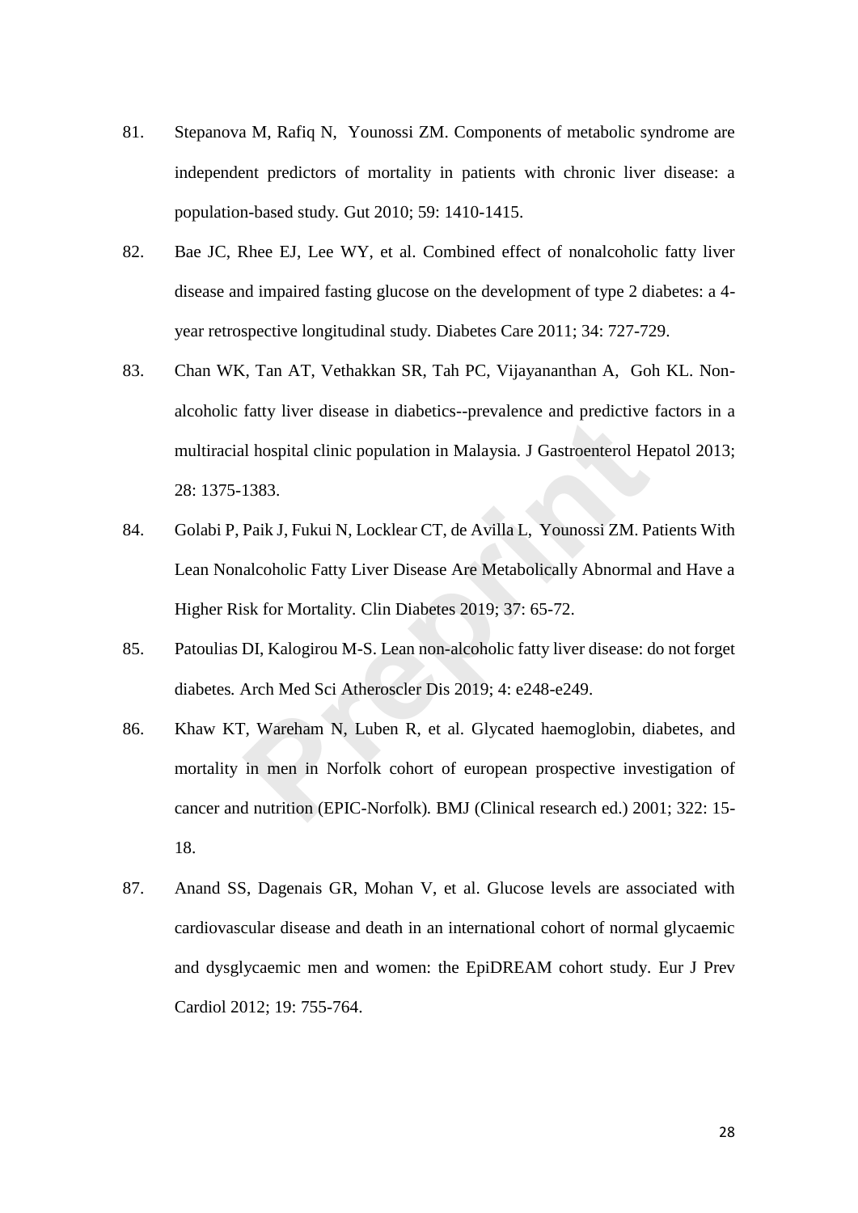81. Stepanova M, Rafiq N, Younossi ZM. Components of metabolic syndrome are independent predictors of mortality in patients with chronic liver disease: a population-based study. Gut 2010; 59: 1410-1415.

82. Bae JC, Rhee EJ, Lee WY, et al. Combined effect of nonalcoholic fatty liver disease and impaired fasting glucose on the development of type 2 diabetes: a 4-year retrospective longitudinal study. Diabetes Care 2011; 34: 727-729.

83. Chan WK, Tan AT, Vethakkan SR, Tah PC, Vijayananthan A, Goh KL. Non-alcoholic fatty liver disease in diabetics--prevalence and predictive factors in a multiracial hospital clinic population in Malaysia. J Gastroenterol Hepatol 2013; 28: 1375-1383.

84. Golabi P, Paik J, Fukui N, Locklear CT, de Avilla L, Younossi ZM. Patients With Lean Nonalcoholic Fatty Liver Disease Are Metabolically Abnormal and Have a Higher Risk for Mortality. Clin Diabetes 2019; 37: 65-72.

85. Patoulias DI, Kalogirou M-S. Lean non-alcoholic fatty liver disease: do not forget diabetes. Arch Med Sci Atheroscler Dis 2019; 4: e248-e249.

86. Khaw KT, Wareham N, Luben R, et al. Glycated haemoglobin, diabetes, and mortality in men in Norfolk cohort of european prospective investigation of cancer and nutrition (EPIC-Norfolk). BMJ (Clinical research ed.) 2001; 322: 15-18.

87. Anand SS, Dagenais GR, Mohan V, et al. Glucose levels are associated with cardiovascular disease and death in an international cohort of normal glycaemic and dysglycaemic men and women: the EpiDREAM cohort study. Eur J Prev Cardiol 2012; 19: 755-764.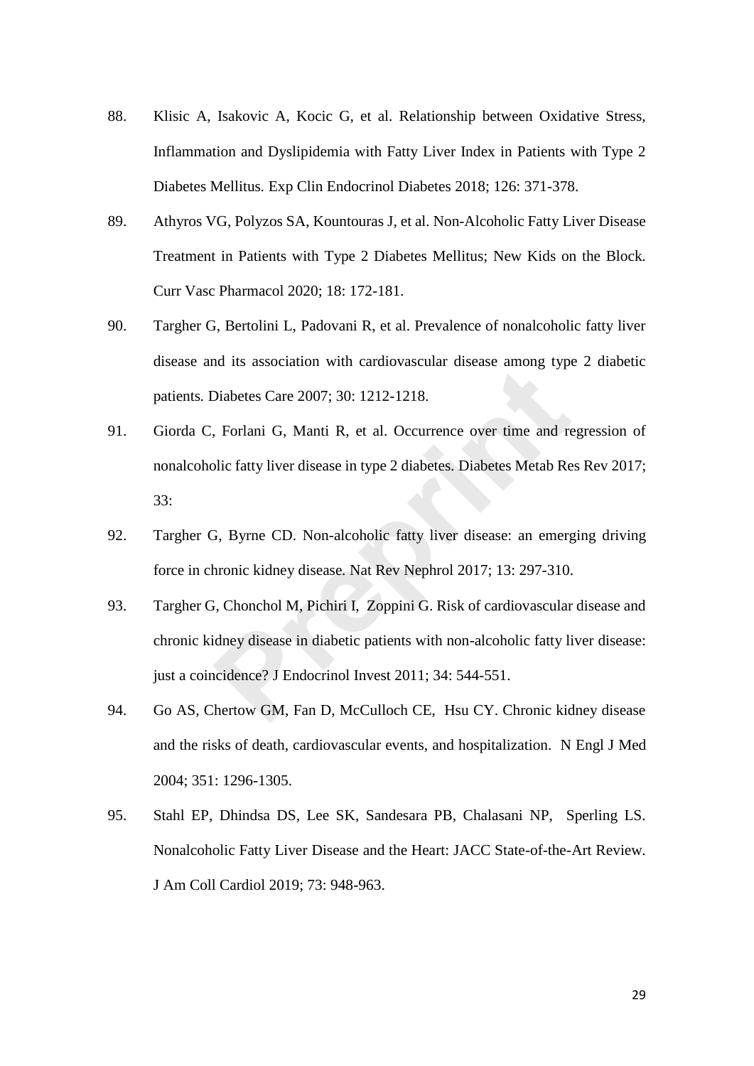88. Klisic A, Isakovic A, Kocic G, et al. Relationship between Oxidative Stress, Inflammation and Dyslipidemia with Fatty Liver Index in Patients with Type 2 Diabetes Mellitus. Exp Clin Endocrinol Diabetes 2018; 126: 371-378.

89. Athyros VG, Polyzos SA, Kountouras J, et al. Non-Alcoholic Fatty Liver Disease Treatment in Patients with Type 2 Diabetes Mellitus; New Kids on the Block. Curr Vasc Pharmacol 2020; 18: 172-181.

90. Targher G, Bertolini L, Padovani R, et al. Prevalence of nonalcoholic fatty liver disease and its association with cardiovascular disease among type 2 diabetic patients. Diabetes Care 2007; 30: 1212-1218.

91. Giorda C, Forlani G, Manti R, et al. Occurrence over time and regression of nonalcoholic fatty liver disease in type 2 diabetes. Diabetes Metab Res Rev 2017; 33:

92. Targher G, Byrne CD. Non-alcoholic fatty liver disease: an emerging driving force in chronic kidney disease. Nat Rev Nephrol 2017; 13: 297-310.

93. Targher G, Chonchol M, Pichiri I, Zoppini G. Risk of cardiovascular disease and chronic kidney disease in diabetic patients with non-alcoholic fatty liver disease: just a coincidence? J Endocrinol Invest 2011; 34: 544-551.

94. Go AS, Chertow GM, Fan D, McCulloch CE, Hsu CY. Chronic kidney disease and the risks of death, cardiovascular events, and hospitalization. N Engl J Med 2004; 351: 1296-1305.

95. Stahl EP, Dhindsa DS, Lee SK, Sandesara PB, Chalasani NP, Sperling LS. Nonalcoholic Fatty Liver Disease and the Heart: JACC State-of-the-Art Review. J Am Coll Cardiol 2019; 73: 948-963.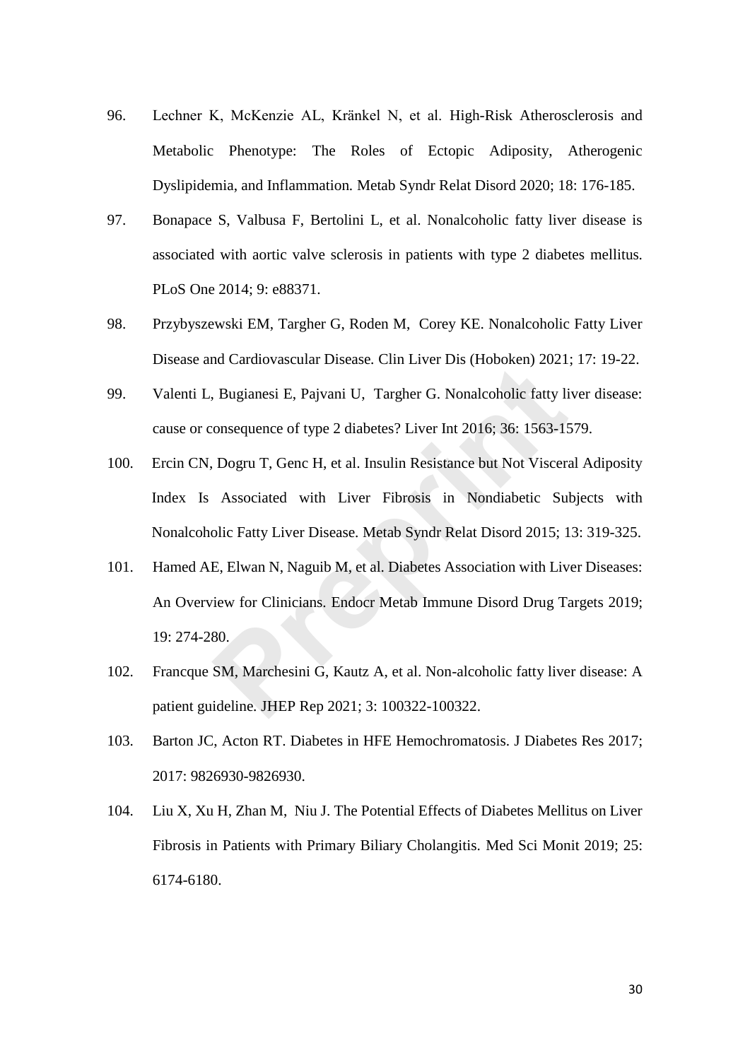96. Lechner K, McKenzie AL, Kränkel N, et al. High-Risk Atherosclerosis and Metabolic Phenotype: The Roles of Ectopic Adiposity, Atherogenic Dyslipidemia, and Inflammation. Metab Syndr Relat Disord 2020; 18: 176-185.

97. Bonapace S, Valbusa F, Bertolini L, et al. Nonalcoholic fatty liver disease is associated with aortic valve sclerosis in patients with type 2 diabetes mellitus. PLoS One 2014; 9: e88371.

98. Przybyszewski EM, Targher G, Roden M, Corey KE. Nonalcoholic Fatty Liver Disease and Cardiovascular Disease. Clin Liver Dis (Hoboken) 2021; 17: 19-22.

99. Valenti L, Bugianesi E, Pajvani U, Targher G. Nonalcoholic fatty liver disease: cause or consequence of type 2 diabetes? Liver Int 2016; 36: 1563-1579.

100. Ercin CN, Dogru T, Genc H, et al. Insulin Resistance but Not Visceral Adiposity Index Is Associated with Liver Fibrosis in Nondiabetic Subjects with Nonalcoholic Fatty Liver Disease. Metab Syndr Relat Disord 2015; 13: 319-325.

101. Hamed AE, Elwan N, Naguib M, et al. Diabetes Association with Liver Diseases: An Overview for Clinicians. Endocr Metab Immune Disord Drug Targets 2019; 19: 274-280.

102. Francque SM, Marchesini G, Kautz A, et al. Non-alcoholic fatty liver disease: A patient guideline. JHEP Rep 2021; 3: 100322-100322.

103. Barton JC, Acton RT. Diabetes in HFE Hemochromatosis. J Diabetes Res 2017; 2017: 9826930-9826930.

104. Liu X, Xu H, Zhan M, Niu J. The Potential Effects of Diabetes Mellitus on Liver Fibrosis in Patients with Primary Biliary Cholangitis. Med Sci Monit 2019; 25: 6174-6180.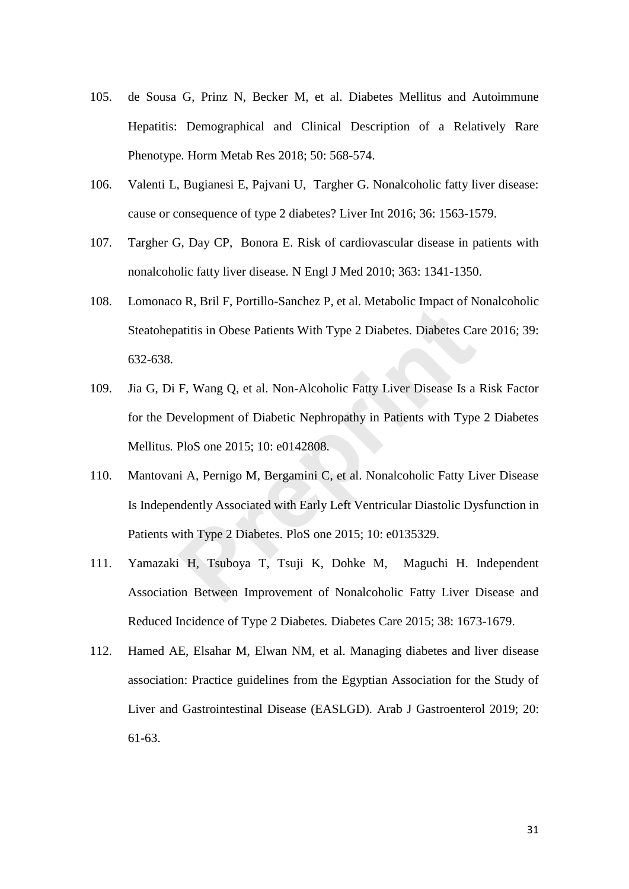105. de Sousa G, Prinz N, Becker M, et al. Diabetes Mellitus and Autoimmune Hepatitis: Demographical and Clinical Description of a Relatively Rare Phenotype. Horm Metab Res 2018; 50: 568-574.

106. Valenti L, Bugianesi E, Pajvani U, Targher G. Nonalcoholic fatty liver disease: cause or consequence of type 2 diabetes? Liver Int 2016; 36: 1563-1579.

107. Targher G, Day CP, Bonora E. Risk of cardiovascular disease in patients with nonalcoholic fatty liver disease. N Engl J Med 2010; 363: 1341-1350.

108. Lomonaco R, Bril F, Portillo-Sanchez P, et al. Metabolic Impact of Nonalcoholic Steatohepatitis in Obese Patients With Type 2 Diabetes. Diabetes Care 2016; 39: 632-638.

109. Jia G, Di F, Wang Q, et al. Non-Alcoholic Fatty Liver Disease Is a Risk Factor for the Development of Diabetic Nephropathy in Patients with Type 2 Diabetes Mellitus. PloS one 2015; 10: e0142808.

110. Mantovani A, Pernigo M, Bergamini C, et al. Nonalcoholic Fatty Liver Disease Is Independently Associated with Early Left Ventricular Diastolic Dysfunction in Patients with Type 2 Diabetes. PloS one 2015; 10: e0135329.

111. Yamazaki H, Tsuboya T, Tsuji K, Dohke M, Maguchi H. Independent Association Between Improvement of Nonalcoholic Fatty Liver Disease and Reduced Incidence of Type 2 Diabetes. Diabetes Care 2015; 38: 1673-1679.

112. Hamed AE, Elsahar M, Elwan NM, et al. Managing diabetes and liver disease association: Practice guidelines from the Egyptian Association for the Study of Liver and Gastrointestinal Disease (EASLGD). Arab J Gastroenterol 2019; 20: 61-63.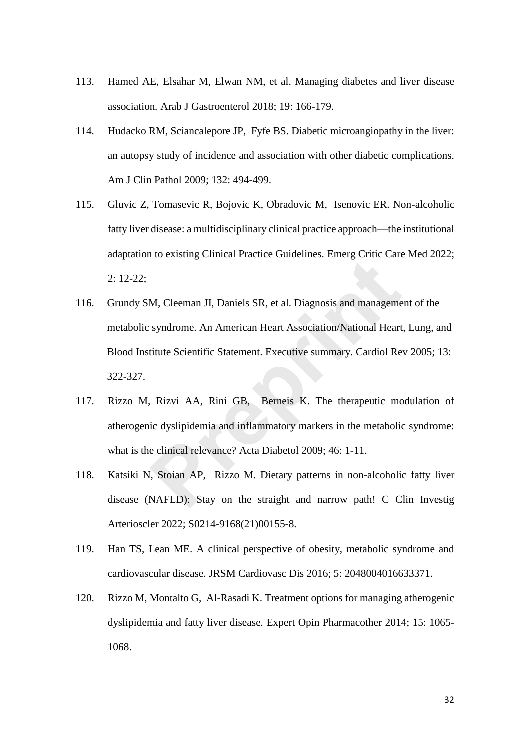113. Hamed AE, Elsahar M, Elwan NM, et al. Managing diabetes and liver disease association. Arab J Gastroenterol 2018; 19: 166-179.

114. Hudacko RM, Sciancalepore JP, Fyfe BS. Diabetic microangiopathy in the liver: an autopsy study of incidence and association with other diabetic complications. Am J Clin Pathol 2009; 132: 494-499.

115. Gluvic Z, Tomasevic R, Bojovic K, Obradovic M, Isenovic ER. Non-alcoholic fatty liver disease: a multidisciplinary clinical practice approach—the institutional adaptation to existing Clinical Practice Guidelines. Emerg Critic Care Med 2022; 2: 12-22;

116. Grundy SM, Cleeman JI, Daniels SR, et al. Diagnosis and management of the metabolic syndrome. An American Heart Association/National Heart, Lung, and Blood Institute Scientific Statement. Executive summary. Cardiol Rev 2005; 13: 322-327.

117. Rizzo M, Rizvi AA, Rini GB, Berneis K. The therapeutic modulation of atherogenic dyslipidemia and inflammatory markers in the metabolic syndrome: what is the clinical relevance? Acta Diabetol 2009; 46: 1-11.

118. Katsiki N, Stoian AP, Rizzo M. Dietary patterns in non-alcoholic fatty liver disease (NAFLD): Stay on the straight and narrow path! C Clin Investig Arterioscler 2022; S0214-9168(21)00155-8.

119. Han TS, Lean ME. A clinical perspective of obesity, metabolic syndrome and cardiovascular disease. JRSM Cardiovasc Dis 2016; 5: 2048004016633371.

120. Rizzo M, Montalto G, Al-Rasadi K. Treatment options for managing atherogenic dyslipidemia and fatty liver disease. Expert Opin Pharmacother 2014; 15: 1065-1068.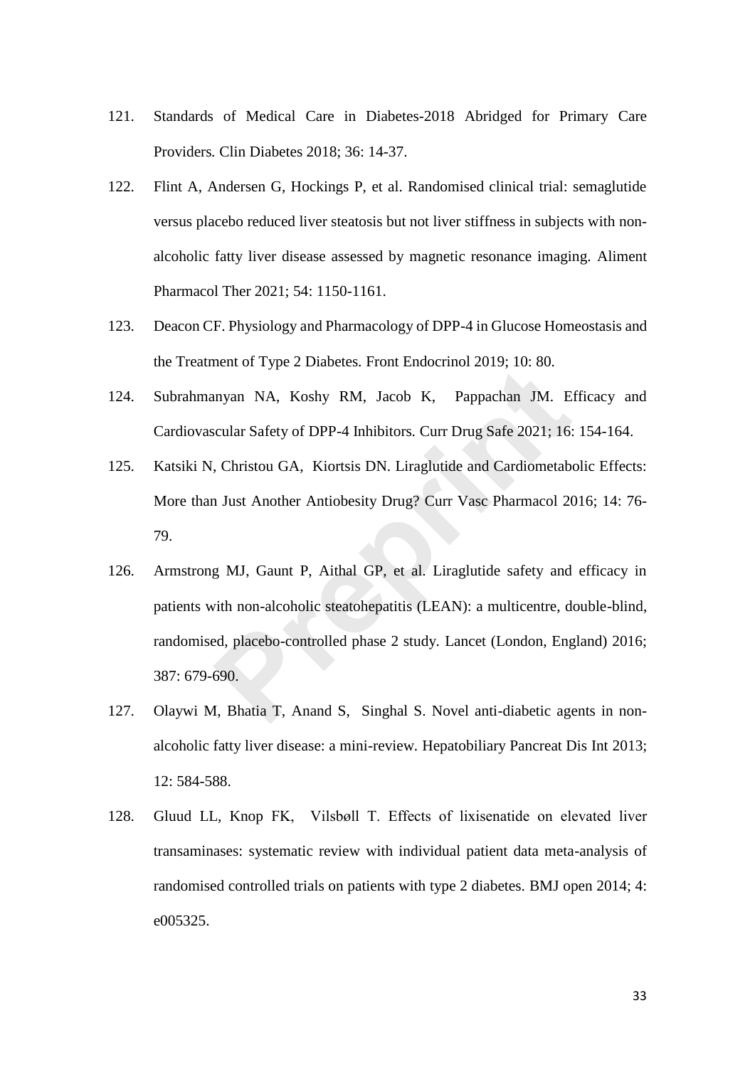121. Standards of Medical Care in Diabetes-2018 Abridged for Primary Care Providers. Clin Diabetes 2018; 36: 14-37.

122. Flint A, Andersen G, Hockings P, et al. Randomised clinical trial: semaglutide versus placebo reduced liver steatosis but not liver stiffness in subjects with non-alcoholic fatty liver disease assessed by magnetic resonance imaging. Aliment Pharmacol Ther 2021; 54: 1150-1161.

123. Deacon CF. Physiology and Pharmacology of DPP-4 in Glucose Homeostasis and the Treatment of Type 2 Diabetes. Front Endocrinol 2019; 10: 80.

124. Subrahmanyan NA, Koshy RM, Jacob K, Pappachan JM. Efficacy and Cardiovascular Safety of DPP-4 Inhibitors. Curr Drug Safe 2021; 16: 154-164.

125. Katsiki N, Christou GA, Kiortsis DN. Liraglutide and Cardiometabolic Effects: More than Just Another Antiobesity Drug? Curr Vasc Pharmacol 2016; 14: 76-79.

126. Armstrong MJ, Gaunt P, Aithal GP, et al. Liraglutide safety and efficacy in patients with non-alcoholic steatohepatitis (LEAN): a multicentre, double-blind, randomised, placebo-controlled phase 2 study. Lancet (London, England) 2016; 387: 679-690.

127. Olaywi M, Bhatia T, Anand S, Singhal S. Novel anti-diabetic agents in non-alcoholic fatty liver disease: a mini-review. Hepatobiliary Pancreat Dis Int 2013; 12: 584-588.

128. Gluud LL, Knop FK, Vilsbøll T. Effects of lixisenatide on elevated liver transaminases: systematic review with individual patient data meta-analysis of randomised controlled trials on patients with type 2 diabetes. BMJ open 2014; 4: e005325.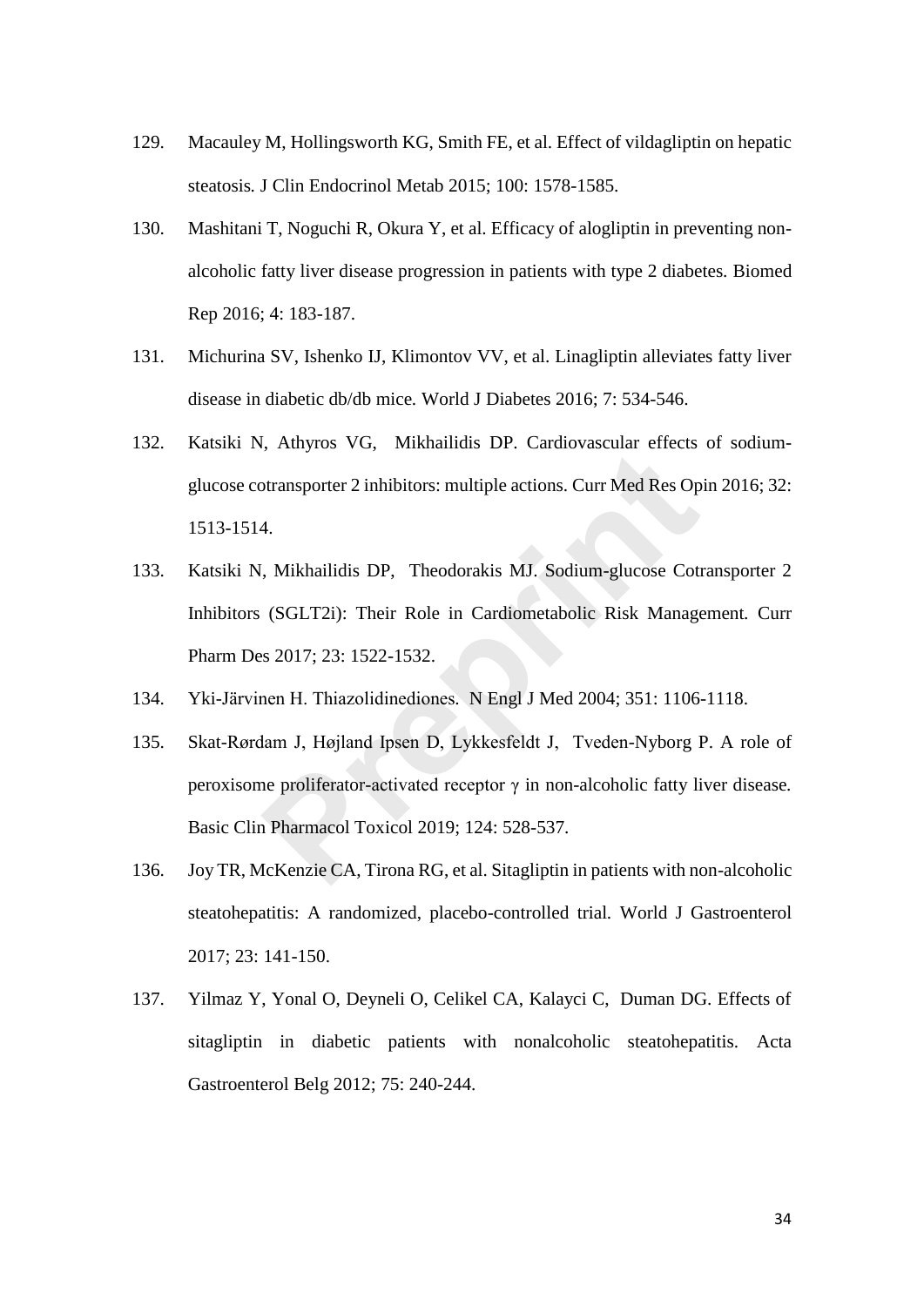129. Macauley M, Hollingsworth KG, Smith FE, et al. Effect of vildagliptin on hepatic steatosis. J Clin Endocrinol Metab 2015; 100: 1578-1585.

130. Mashitani T, Noguchi R, Okura Y, et al. Efficacy of alogliptin in preventing non-alcoholic fatty liver disease progression in patients with type 2 diabetes. Biomed Rep 2016; 4: 183-187.

131. Michurina SV, Ishenko IJ, Klimontov VV, et al. Linagliptin alleviates fatty liver disease in diabetic db/db mice. World J Diabetes 2016; 7: 534-546.

132. Katsiki N, Athyros VG, Mikhailidis DP. Cardiovascular effects of sodium-glucose cotransporter 2 inhibitors: multiple actions. Curr Med Res Opin 2016; 32: 1513-1514.

133. Katsiki N, Mikhailidis DP, Theodorakis MJ. Sodium-glucose Cotransporter 2 Inhibitors (SGLT2i): Their Role in Cardiometabolic Risk Management. Curr Pharm Des 2017; 23: 1522-1532.

134. Yki-Järvinen H. Thiazolidinediones. N Engl J Med 2004; 351: 1106-1118.

135. Skat-Rørdam J, Højland Ipsen D, Lykkesfeldt J, Tveden-Nyborg P. A role of peroxisome proliferator-activated receptor γ in non-alcoholic fatty liver disease. Basic Clin Pharmacol Toxicol 2019; 124: 528-537.

136. Joy TR, McKenzie CA, Tirona RG, et al. Sitagliptin in patients with non-alcoholic steatohepatitis: A randomized, placebo-controlled trial. World J Gastroenterol 2017; 23: 141-150.

137. Yilmaz Y, Yonal O, Deyneli O, Celikel CA, Kalayci C, Duman DG. Effects of sitagliptin in diabetic patients with nonalcoholic steatohepatitis. Acta Gastroenterol Belg 2012; 75: 240-244.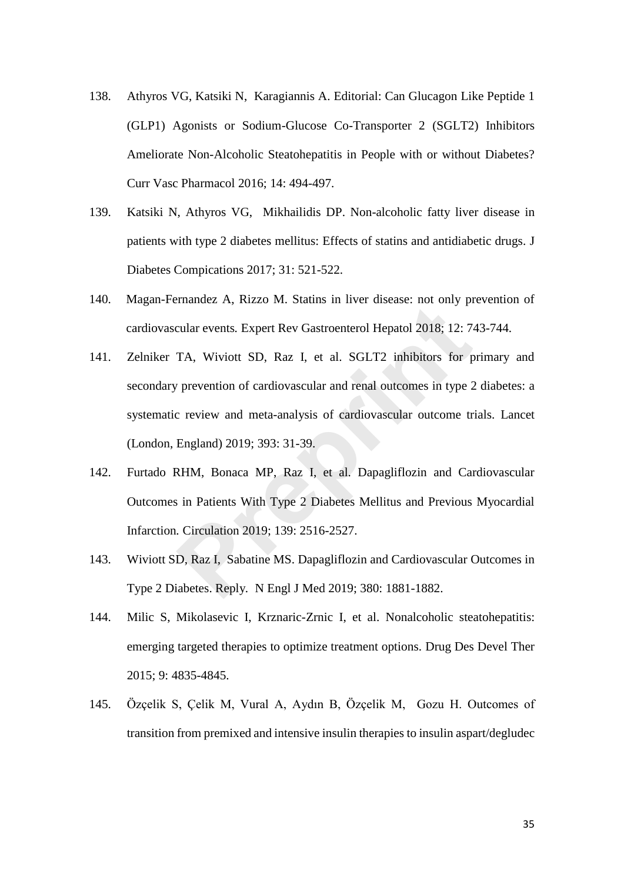138. Athyros VG, Katsiki N, Karagiannis A. Editorial: Can Glucagon Like Peptide 1 (GLP1) Agonists or Sodium-Glucose Co-Transporter 2 (SGLT2) Inhibitors Ameliorate Non-Alcoholic Steatohepatitis in People with or without Diabetes? Curr Vasc Pharmacol 2016; 14: 494-497.

139. Katsiki N, Athyros VG, Mikhailidis DP. Non-alcoholic fatty liver disease in patients with type 2 diabetes mellitus: Effects of statins and antidiabetic drugs. J Diabetes Compications 2017; 31: 521-522.

140. Magan-Fernandez A, Rizzo M. Statins in liver disease: not only prevention of cardiovascular events. Expert Rev Gastroenterol Hepatol 2018; 12: 743-744.

141. Zelniker TA, Wiviott SD, Raz I, et al. SGLT2 inhibitors for primary and secondary prevention of cardiovascular and renal outcomes in type 2 diabetes: a systematic review and meta-analysis of cardiovascular outcome trials. Lancet (London, England) 2019; 393: 31-39.

142. Furtado RHM, Bonaca MP, Raz I, et al. Dapagliflozin and Cardiovascular Outcomes in Patients With Type 2 Diabetes Mellitus and Previous Myocardial Infarction. Circulation 2019; 139: 2516-2527.

143. Wiviott SD, Raz I, Sabatine MS. Dapagliflozin and Cardiovascular Outcomes in Type 2 Diabetes. Reply. N Engl J Med 2019; 380: 1881-1882.

144. Milic S, Mikolasevic I, Krznaric-Zrnic I, et al. Nonalcoholic steatohepatitis: emerging targeted therapies to optimize treatment options. Drug Des Devel Ther 2015; 9: 4835-4845.

145. Özçelik S, Çelik M, Vural A, Aydın B, Özçelik M, Gozu H. Outcomes of transition from premixed and intensive insulin therapies to insulin aspart/degludec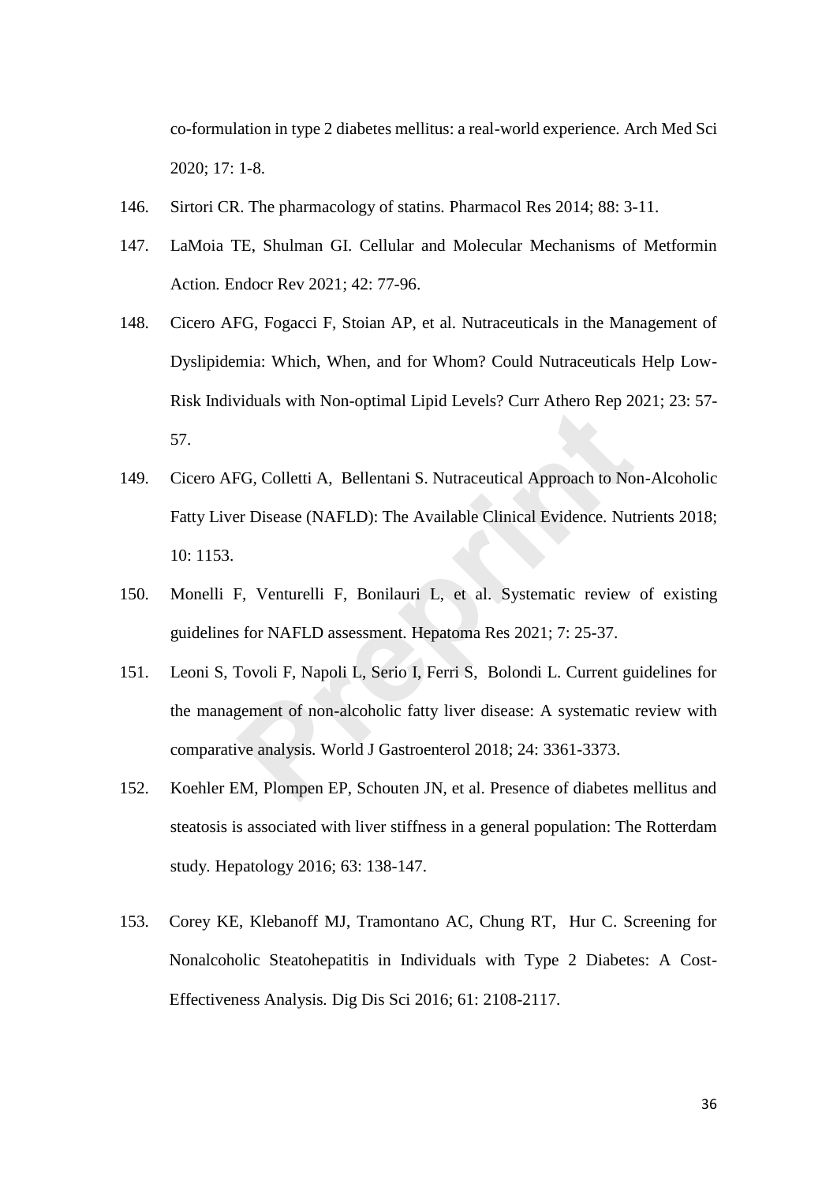co-formulation in type 2 diabetes mellitus: a real-world experience. Arch Med Sci 2020; 17: 1-8.

146. Sirtori CR. The pharmacology of statins. Pharmacol Res 2014; 88: 3-11.

147. LaMoia TE, Shulman GI. Cellular and Molecular Mechanisms of Metformin Action. Endocr Rev 2021; 42: 77-96.

148. Cicero AFG, Fogacci F, Stoian AP, et al. Nutraceuticals in the Management of Dyslipidemia: Which, When, and for Whom? Could Nutraceuticals Help Low-Risk Individuals with Non-optimal Lipid Levels? Curr Athero Rep 2021; 23: 57-57.

149. Cicero AFG, Colletti A, Bellentani S. Nutraceutical Approach to Non-Alcoholic Fatty Liver Disease (NAFLD): The Available Clinical Evidence. Nutrients 2018; 10: 1153.

150. Monelli F, Venturelli F, Bonilauri L, et al. Systematic review of existing guidelines for NAFLD assessment. Hepatoma Res 2021; 7: 25-37.

151. Leoni S, Tovoli F, Napoli L, Serio I, Ferri S, Bolondi L. Current guidelines for the management of non-alcoholic fatty liver disease: A systematic review with comparative analysis. World J Gastroenterol 2018; 24: 3361-3373.

152. Koehler EM, Plompen EP, Schouten JN, et al. Presence of diabetes mellitus and steatosis is associated with liver stiffness in a general population: The Rotterdam study. Hepatology 2016; 63: 138-147.

153. Corey KE, Klebanoff MJ, Tramontano AC, Chung RT, Hur C. Screening for Nonalcoholic Steatohepatitis in Individuals with Type 2 Diabetes: A Cost-Effectiveness Analysis. Dig Dis Sci 2016; 61: 2108-2117.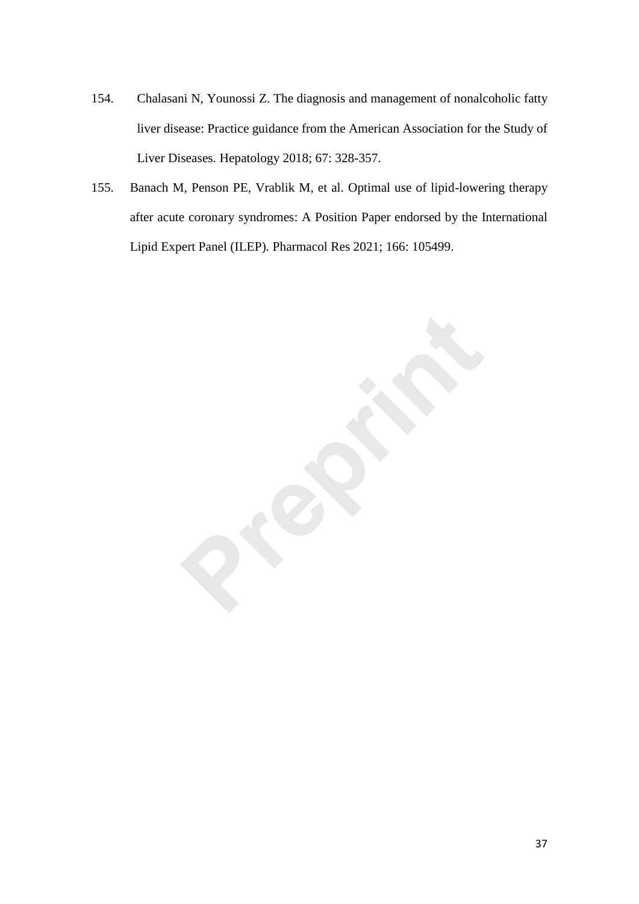154. Chalasani N, Younossi Z. The diagnosis and management of nonalcoholic fatty liver disease: Practice guidance from the American Association for the Study of Liver Diseases. Hepatology 2018; 67: 328-357.

155. Banach M, Penson PE, Vrablik M, et al. Optimal use of lipid-lowering therapy after acute coronary syndromes: A Position Paper endorsed by the International Lipid Expert Panel (ILEP). Pharmacol Res 2021; 166: 105499.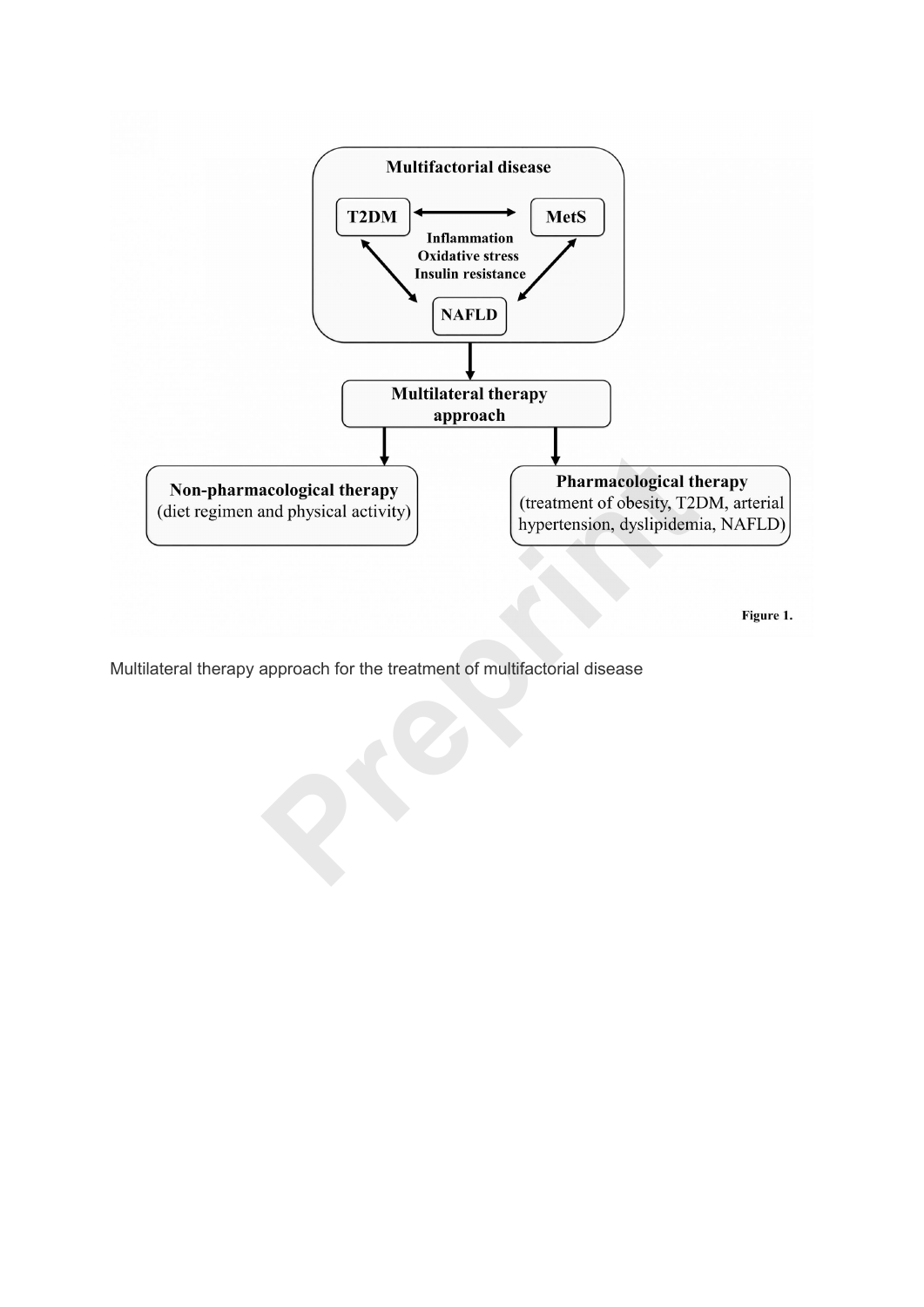Multifactorial disease

T2DM

MetS

Inflammation

Oxidative stress

Insulin resistance

NAFLD

Multilateral therapy approach

Non-pharmacological therapy (diet regimen and physical activity)

Pharmacological therapy (treatment of obesity, T2DM, arterial hypertension, dyslipidemia, NAFLD)

Figure 1.

Multilateral therapy approach for the treatment of multifactorial disease